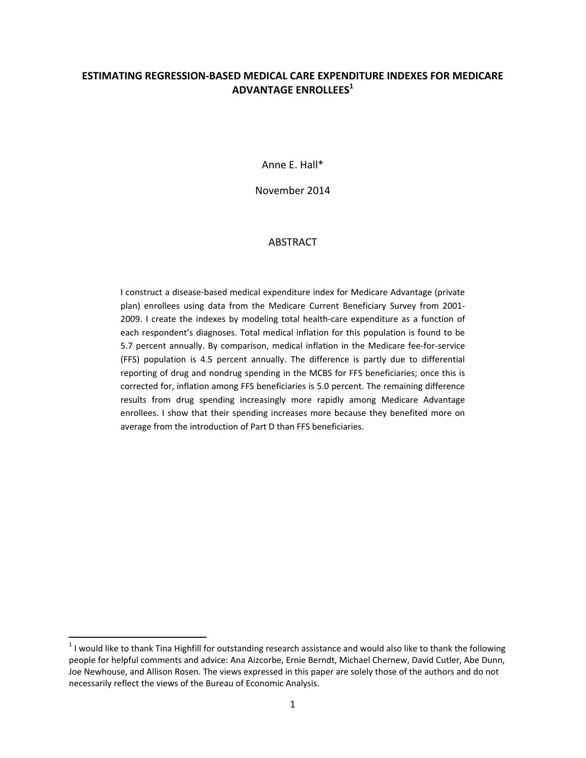# ESTIMATING REGRESSION-BASED MEDICAL CARE EXPENDITURE INDEXES FOR MEDICARE ADVANTAGE ENROLLEES[1]

Anne E. Hall*

November 2014

## ABSTRACT

I construct a disease-based medical expenditure index for Medicare Advantage (private plan) enrollees using data from the Medicare Current Beneficiary Survey from 2001-2009. I create the indexes by modeling total health-care expenditure as a function of each respondent's diagnoses. Total medical inflation for this population is found to be 5.7 percent annually. By comparison, medical inflation in the Medicare fee-for-service (FFS) population is 4.5 percent annually. The difference is partly due to differential reporting of drug and nondrug spending in the MCBS for FFS beneficiaries; once this is corrected for, inflation among FFS beneficiaries is 5.0 percent. The remaining difference results from drug spending increasingly more rapidly among Medicare Advantage enrollees. I show that their spending increases more because they benefited more on average from the introduction of Part D than FFS beneficiaries.

[1] I would like to thank Tina Highfill for outstanding research assistance and would also like to thank the following people for helpful comments and advice: Ana Aizcorbe, Ernie Berndt, Michael Chernew, David Cutler, Abe Dunn, Joe Newhouse, and Allison Rosen. The views expressed in this paper are solely those of the authors and do not necessarily reflect the views of the Bureau of Economic Analysis.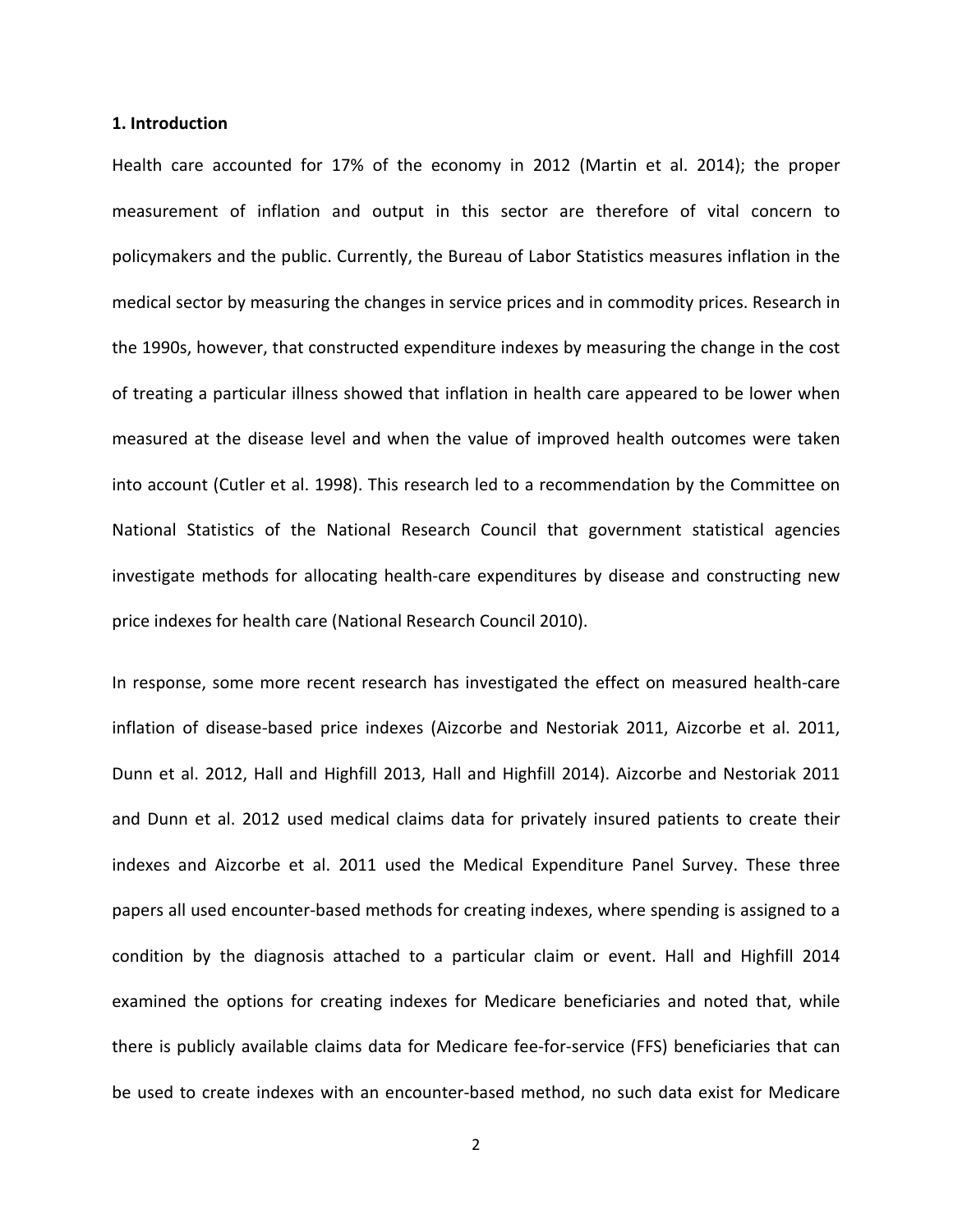**1. Introduction**

Health care accounted for 17% of the economy in 2012 (Martin et al. 2014); the proper measurement of inflation and output in this sector are therefore of vital concern to policymakers and the public. Currently, the Bureau of Labor Statistics measures inflation in the medical sector by measuring the changes in service prices and in commodity prices. Research in the 1990s, however, that constructed expenditure indexes by measuring the change in the cost of treating a particular illness showed that inflation in health care appeared to be lower when measured at the disease level and when the value of improved health outcomes were taken into account (Cutler et al. 1998). This research led to a recommendation by the Committee on National Statistics of the National Research Council that government statistical agencies investigate methods for allocating health-care expenditures by disease and constructing new price indexes for health care (National Research Council 2010).

In response, some more recent research has investigated the effect on measured health-care inflation of disease-based price indexes (Aizcorbe and Nestoriak 2011, Aizcorbe et al. 2011, Dunn et al. 2012, Hall and Highfill 2013, Hall and Highfill 2014). Aizcorbe and Nestoriak 2011 and Dunn et al. 2012 used medical claims data for privately insured patients to create their indexes and Aizcorbe et al. 2011 used the Medical Expenditure Panel Survey. These three papers all used encounter-based methods for creating indexes, where spending is assigned to a condition by the diagnosis attached to a particular claim or event. Hall and Highfill 2014 examined the options for creating indexes for Medicare beneficiaries and noted that, while there is publicly available claims data for Medicare fee-for-service (FFS) beneficiaries that can be used to create indexes with an encounter-based method, no such data exist for Medicare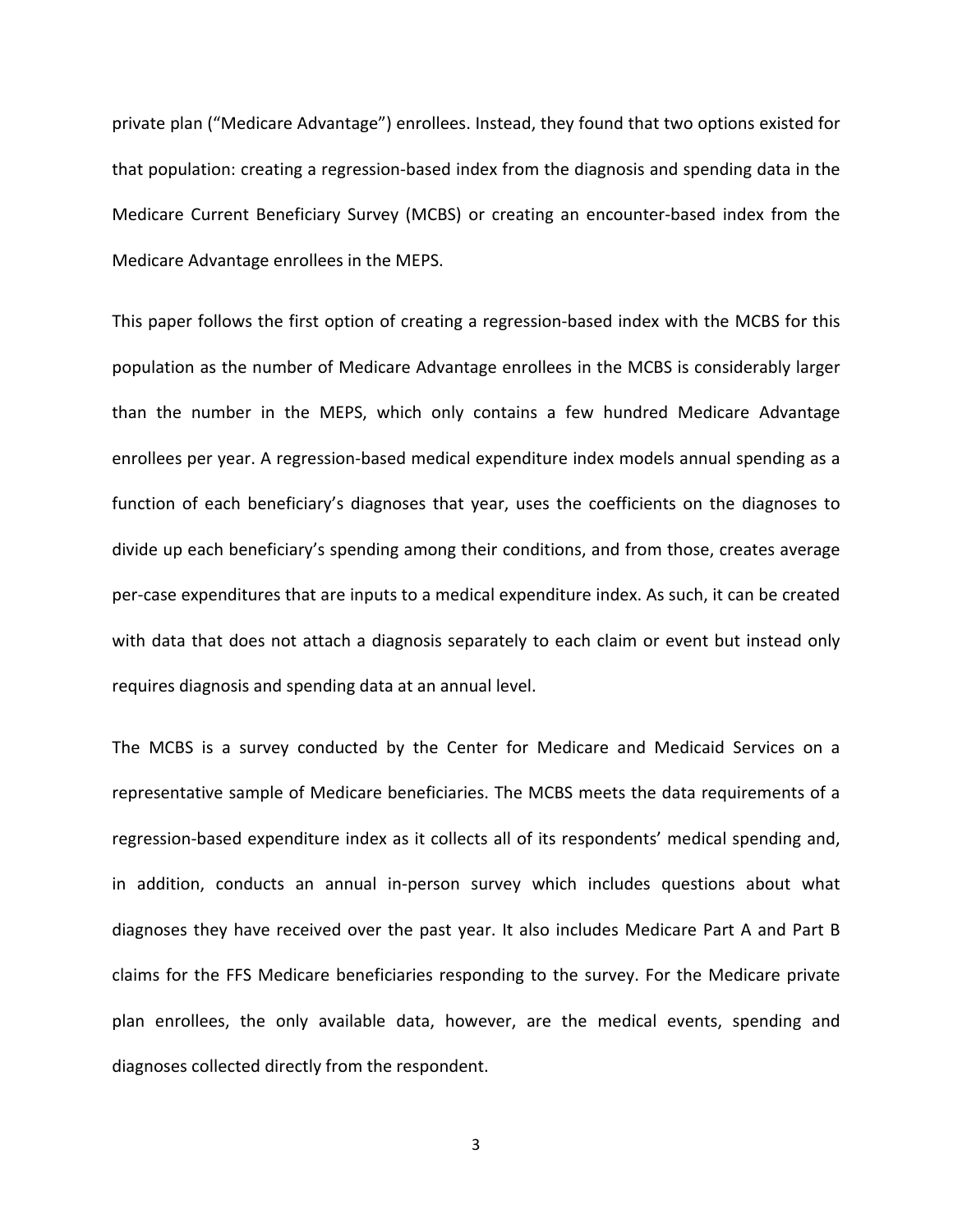private plan ("Medicare Advantage") enrollees. Instead, they found that two options existed for that population: creating a regression-based index from the diagnosis and spending data in the Medicare Current Beneficiary Survey (MCBS) or creating an encounter-based index from the Medicare Advantage enrollees in the MEPS.

This paper follows the first option of creating a regression-based index with the MCBS for this population as the number of Medicare Advantage enrollees in the MCBS is considerably larger than the number in the MEPS, which only contains a few hundred Medicare Advantage enrollees per year. A regression-based medical expenditure index models annual spending as a function of each beneficiary's diagnoses that year, uses the coefficients on the diagnoses to divide up each beneficiary's spending among their conditions, and from those, creates average per-case expenditures that are inputs to a medical expenditure index. As such, it can be created with data that does not attach a diagnosis separately to each claim or event but instead only requires diagnosis and spending data at an annual level.

The MCBS is a survey conducted by the Center for Medicare and Medicaid Services on a representative sample of Medicare beneficiaries. The MCBS meets the data requirements of a regression-based expenditure index as it collects all of its respondents' medical spending and, in addition, conducts an annual in-person survey which includes questions about what diagnoses they have received over the past year. It also includes Medicare Part A and Part B claims for the FFS Medicare beneficiaries responding to the survey. For the Medicare private plan enrollees, the only available data, however, are the medical events, spending and diagnoses collected directly from the respondent.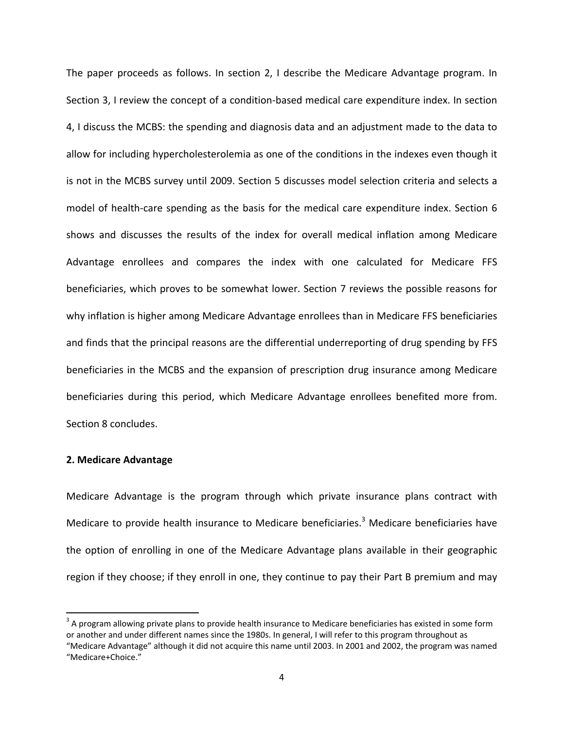The paper proceeds as follows. In section 2, I describe the Medicare Advantage program. In Section 3, I review the concept of a condition-based medical care expenditure index. In section 4, I discuss the MCBS: the spending and diagnosis data and an adjustment made to the data to allow for including hypercholesterolemia as one of the conditions in the indexes even though it is not in the MCBS survey until 2009. Section 5 discusses model selection criteria and selects a model of health-care spending as the basis for the medical care expenditure index. Section 6 shows and discusses the results of the index for overall medical inflation among Medicare Advantage enrollees and compares the index with one calculated for Medicare FFS beneficiaries, which proves to be somewhat lower. Section 7 reviews the possible reasons for why inflation is higher among Medicare Advantage enrollees than in Medicare FFS beneficiaries and finds that the principal reasons are the differential underreporting of drug spending by FFS beneficiaries in the MCBS and the expansion of prescription drug insurance among Medicare beneficiaries during this period, which Medicare Advantage enrollees benefited more from. Section 8 concludes.

## 2. Medicare Advantage

Medicare Advantage is the program through which private insurance plans contract with Medicare to provide health insurance to Medicare beneficiaries.[3] Medicare beneficiaries have the option of enrolling in one of the Medicare Advantage plans available in their geographic region if they choose; if they enroll in one, they continue to pay their Part B premium and may

[3] A program allowing private plans to provide health insurance to Medicare beneficiaries has existed in some form or another and under different names since the 1980s. In general, I will refer to this program throughout as "Medicare Advantage" although it did not acquire this name until 2003. In 2001 and 2002, the program was named "Medicare+Choice."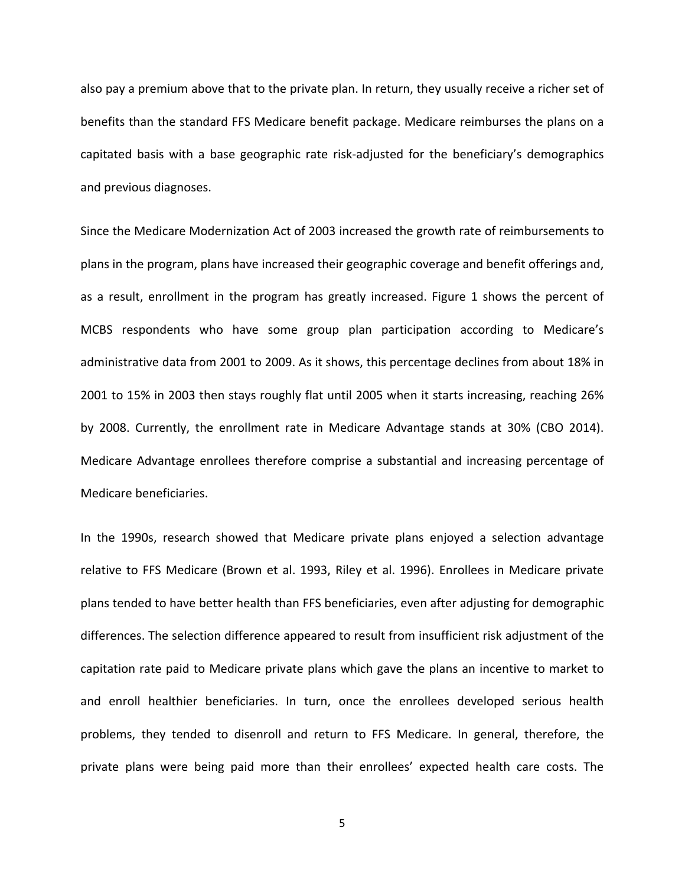also pay a premium above that to the private plan. In return, they usually receive a richer set of benefits than the standard FFS Medicare benefit package. Medicare reimburses the plans on a capitated basis with a base geographic rate risk-adjusted for the beneficiary's demographics and previous diagnoses.

Since the Medicare Modernization Act of 2003 increased the growth rate of reimbursements to plans in the program, plans have increased their geographic coverage and benefit offerings and, as a result, enrollment in the program has greatly increased. Figure 1 shows the percent of MCBS respondents who have some group plan participation according to Medicare's administrative data from 2001 to 2009. As it shows, this percentage declines from about 18% in 2001 to 15% in 2003 then stays roughly flat until 2005 when it starts increasing, reaching 26% by 2008. Currently, the enrollment rate in Medicare Advantage stands at 30% (CBO 2014). Medicare Advantage enrollees therefore comprise a substantial and increasing percentage of Medicare beneficiaries.

In the 1990s, research showed that Medicare private plans enjoyed a selection advantage relative to FFS Medicare (Brown et al. 1993, Riley et al. 1996). Enrollees in Medicare private plans tended to have better health than FFS beneficiaries, even after adjusting for demographic differences. The selection difference appeared to result from insufficient risk adjustment of the capitation rate paid to Medicare private plans which gave the plans an incentive to market to and enroll healthier beneficiaries. In turn, once the enrollees developed serious health problems, they tended to disenroll and return to FFS Medicare. In general, therefore, the private plans were being paid more than their enrollees' expected health care costs. The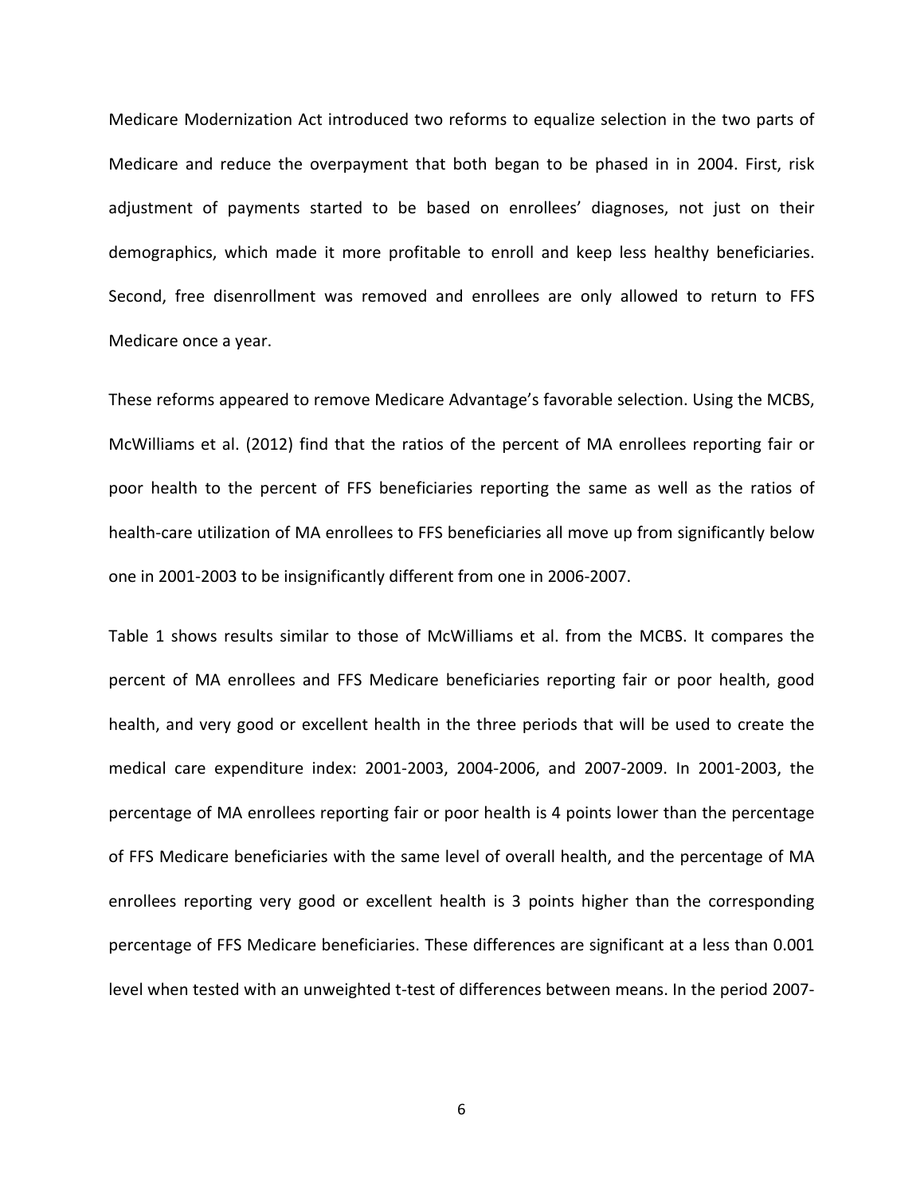Medicare Modernization Act introduced two reforms to equalize selection in the two parts of Medicare and reduce the overpayment that both began to be phased in in 2004. First, risk adjustment of payments started to be based on enrollees' diagnoses, not just on their demographics, which made it more profitable to enroll and keep less healthy beneficiaries. Second, free disenrollment was removed and enrollees are only allowed to return to FFS Medicare once a year.

These reforms appeared to remove Medicare Advantage's favorable selection. Using the MCBS, McWilliams et al. (2012) find that the ratios of the percent of MA enrollees reporting fair or poor health to the percent of FFS beneficiaries reporting the same as well as the ratios of health-care utilization of MA enrollees to FFS beneficiaries all move up from significantly below one in 2001-2003 to be insignificantly different from one in 2006-2007.

Table 1 shows results similar to those of McWilliams et al. from the MCBS. It compares the percent of MA enrollees and FFS Medicare beneficiaries reporting fair or poor health, good health, and very good or excellent health in the three periods that will be used to create the medical care expenditure index: 2001-2003, 2004-2006, and 2007-2009. In 2001-2003, the percentage of MA enrollees reporting fair or poor health is 4 points lower than the percentage of FFS Medicare beneficiaries with the same level of overall health, and the percentage of MA enrollees reporting very good or excellent health is 3 points higher than the corresponding percentage of FFS Medicare beneficiaries. These differences are significant at a less than 0.001 level when tested with an unweighted t-test of differences between means. In the period 2007-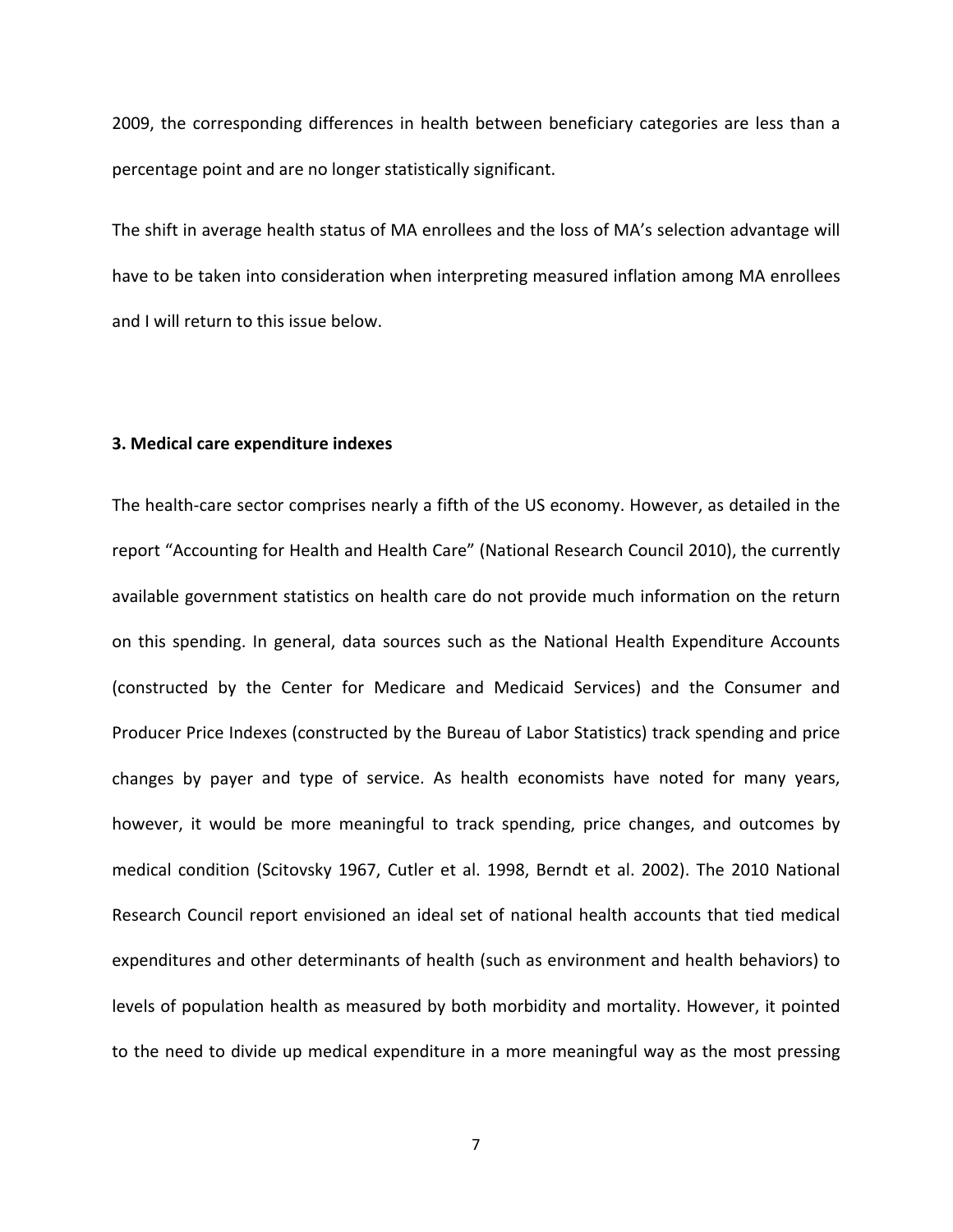2009, the corresponding differences in health between beneficiary categories are less than a percentage point and are no longer statistically significant.

The shift in average health status of MA enrollees and the loss of MA's selection advantage will have to be taken into consideration when interpreting measured inflation among MA enrollees and I will return to this issue below.

### 3. Medical care expenditure indexes

The health-care sector comprises nearly a fifth of the US economy. However, as detailed in the report "Accounting for Health and Health Care" (National Research Council 2010), the currently available government statistics on health care do not provide much information on the return on this spending. In general, data sources such as the National Health Expenditure Accounts (constructed by the Center for Medicare and Medicaid Services) and the Consumer and Producer Price Indexes (constructed by the Bureau of Labor Statistics) track spending and price changes by payer and type of service. As health economists have noted for many years, however, it would be more meaningful to track spending, price changes, and outcomes by medical condition (Scitovsky 1967, Cutler et al. 1998, Berndt et al. 2002). The 2010 National Research Council report envisioned an ideal set of national health accounts that tied medical expenditures and other determinants of health (such as environment and health behaviors) to levels of population health as measured by both morbidity and mortality. However, it pointed to the need to divide up medical expenditure in a more meaningful way as the most pressing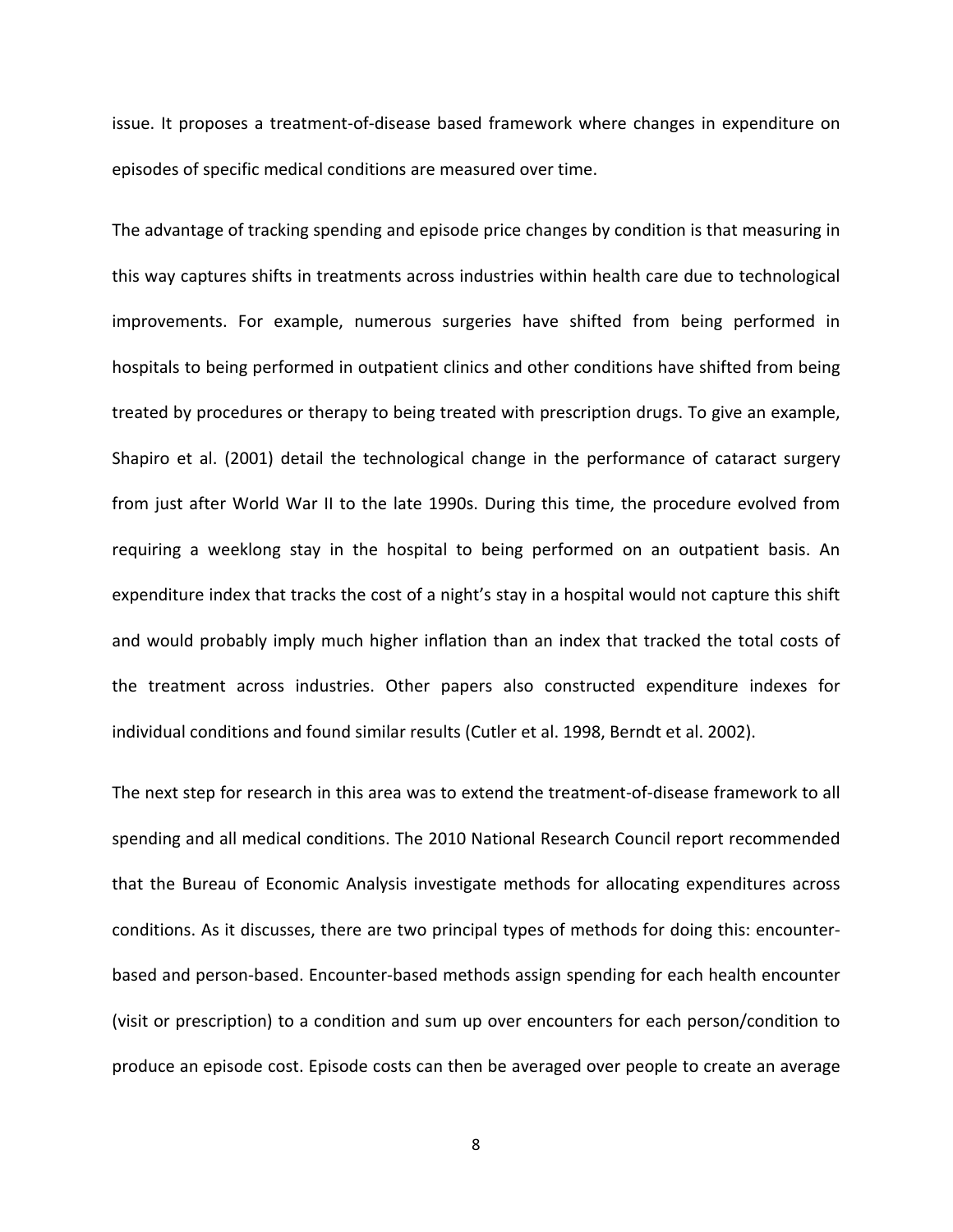issue. It proposes a treatment-of-disease based framework where changes in expenditure on episodes of specific medical conditions are measured over time.

The advantage of tracking spending and episode price changes by condition is that measuring in this way captures shifts in treatments across industries within health care due to technological improvements. For example, numerous surgeries have shifted from being performed in hospitals to being performed in outpatient clinics and other conditions have shifted from being treated by procedures or therapy to being treated with prescription drugs. To give an example, Shapiro et al. (2001) detail the technological change in the performance of cataract surgery from just after World War II to the late 1990s. During this time, the procedure evolved from requiring a weeklong stay in the hospital to being performed on an outpatient basis. An expenditure index that tracks the cost of a night's stay in a hospital would not capture this shift and would probably imply much higher inflation than an index that tracked the total costs of the treatment across industries. Other papers also constructed expenditure indexes for individual conditions and found similar results (Cutler et al. 1998, Berndt et al. 2002).

The next step for research in this area was to extend the treatment-of-disease framework to all spending and all medical conditions. The 2010 National Research Council report recommended that the Bureau of Economic Analysis investigate methods for allocating expenditures across conditions. As it discusses, there are two principal types of methods for doing this: encounter-based and person-based. Encounter-based methods assign spending for each health encounter (visit or prescription) to a condition and sum up over encounters for each person/condition to produce an episode cost. Episode costs can then be averaged over people to create an average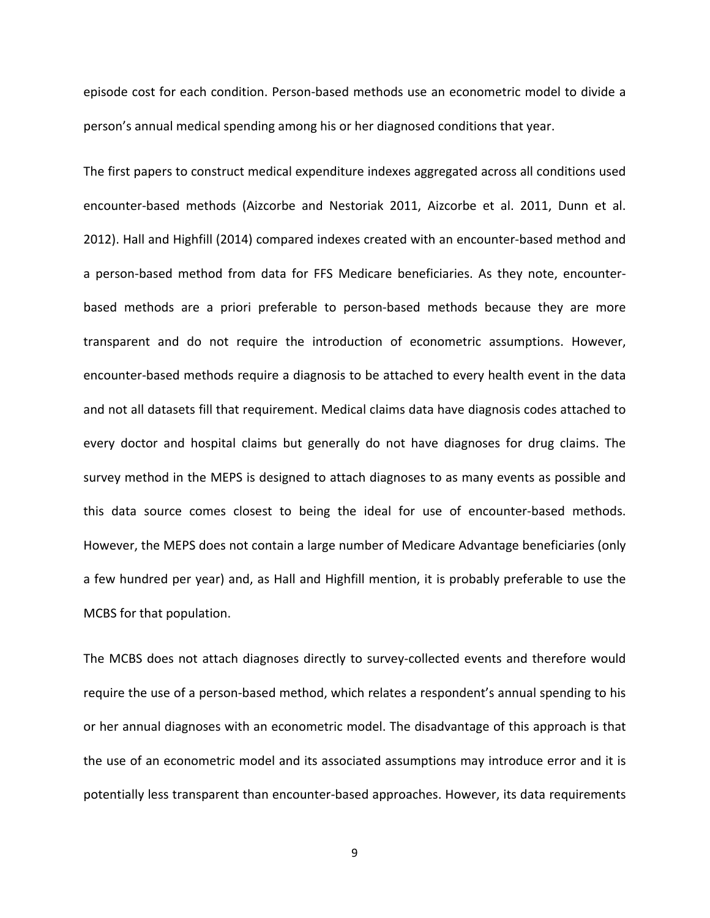episode cost for each condition. Person-based methods use an econometric model to divide a person's annual medical spending among his or her diagnosed conditions that year.

The first papers to construct medical expenditure indexes aggregated across all conditions used encounter-based methods (Aizcorbe and Nestoriak 2011, Aizcorbe et al. 2011, Dunn et al. 2012). Hall and Highfill (2014) compared indexes created with an encounter-based method and a person-based method from data for FFS Medicare beneficiaries. As they note, encounter-based methods are a priori preferable to person-based methods because they are more transparent and do not require the introduction of econometric assumptions. However, encounter-based methods require a diagnosis to be attached to every health event in the data and not all datasets fill that requirement. Medical claims data have diagnosis codes attached to every doctor and hospital claims but generally do not have diagnoses for drug claims. The survey method in the MEPS is designed to attach diagnoses to as many events as possible and this data source comes closest to being the ideal for use of encounter-based methods. However, the MEPS does not contain a large number of Medicare Advantage beneficiaries (only a few hundred per year) and, as Hall and Highfill mention, it is probably preferable to use the MCBS for that population.

The MCBS does not attach diagnoses directly to survey-collected events and therefore would require the use of a person-based method, which relates a respondent's annual spending to his or her annual diagnoses with an econometric model. The disadvantage of this approach is that the use of an econometric model and its associated assumptions may introduce error and it is potentially less transparent than encounter-based approaches. However, its data requirements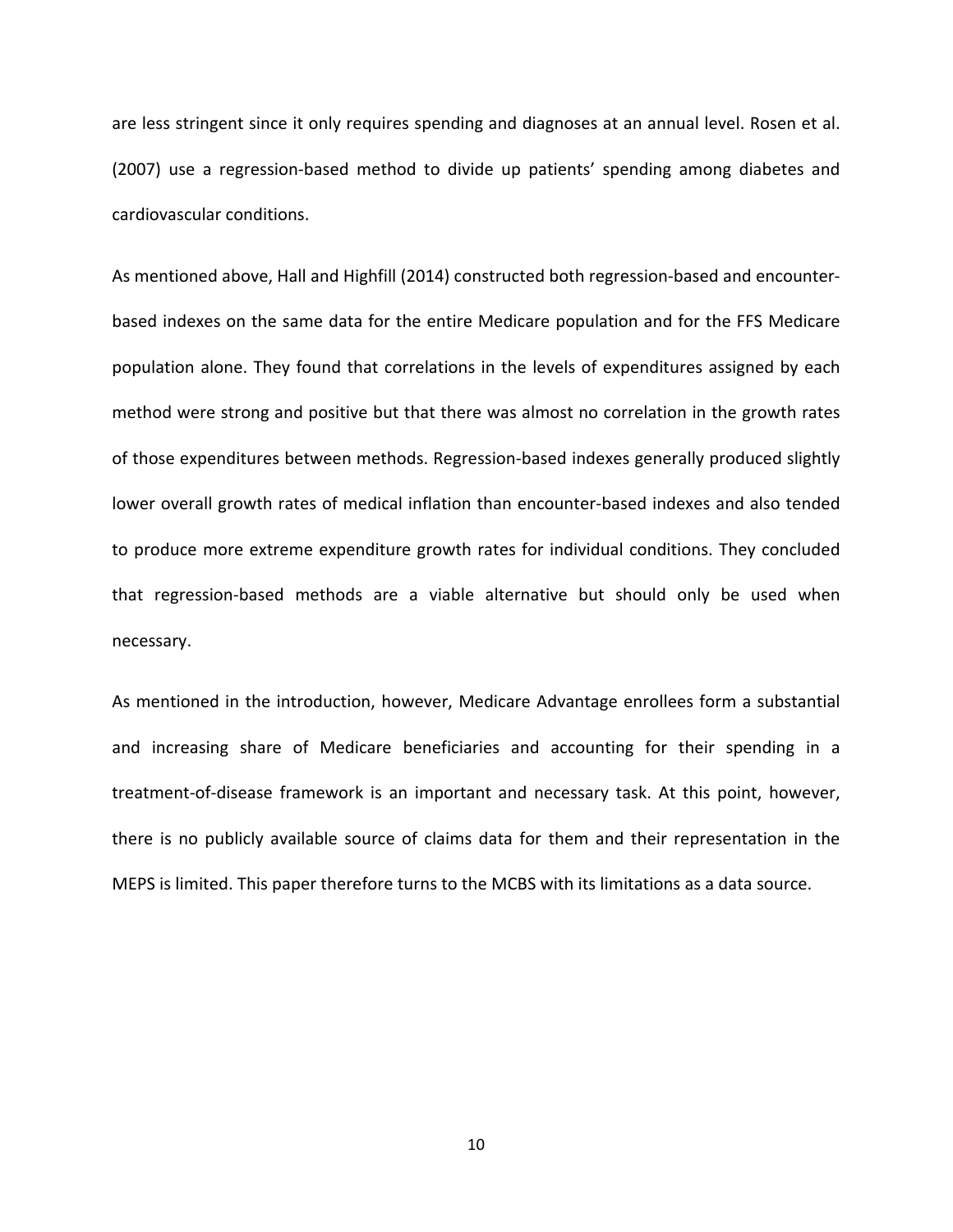are less stringent since it only requires spending and diagnoses at an annual level. Rosen et al. (2007) use a regression-based method to divide up patients' spending among diabetes and cardiovascular conditions.

As mentioned above, Hall and Highfill (2014) constructed both regression-based and encounter-based indexes on the same data for the entire Medicare population and for the FFS Medicare population alone. They found that correlations in the levels of expenditures assigned by each method were strong and positive but that there was almost no correlation in the growth rates of those expenditures between methods. Regression-based indexes generally produced slightly lower overall growth rates of medical inflation than encounter-based indexes and also tended to produce more extreme expenditure growth rates for individual conditions. They concluded that regression-based methods are a viable alternative but should only be used when necessary.

As mentioned in the introduction, however, Medicare Advantage enrollees form a substantial and increasing share of Medicare beneficiaries and accounting for their spending in a treatment-of-disease framework is an important and necessary task. At this point, however, there is no publicly available source of claims data for them and their representation in the MEPS is limited. This paper therefore turns to the MCBS with its limitations as a data source.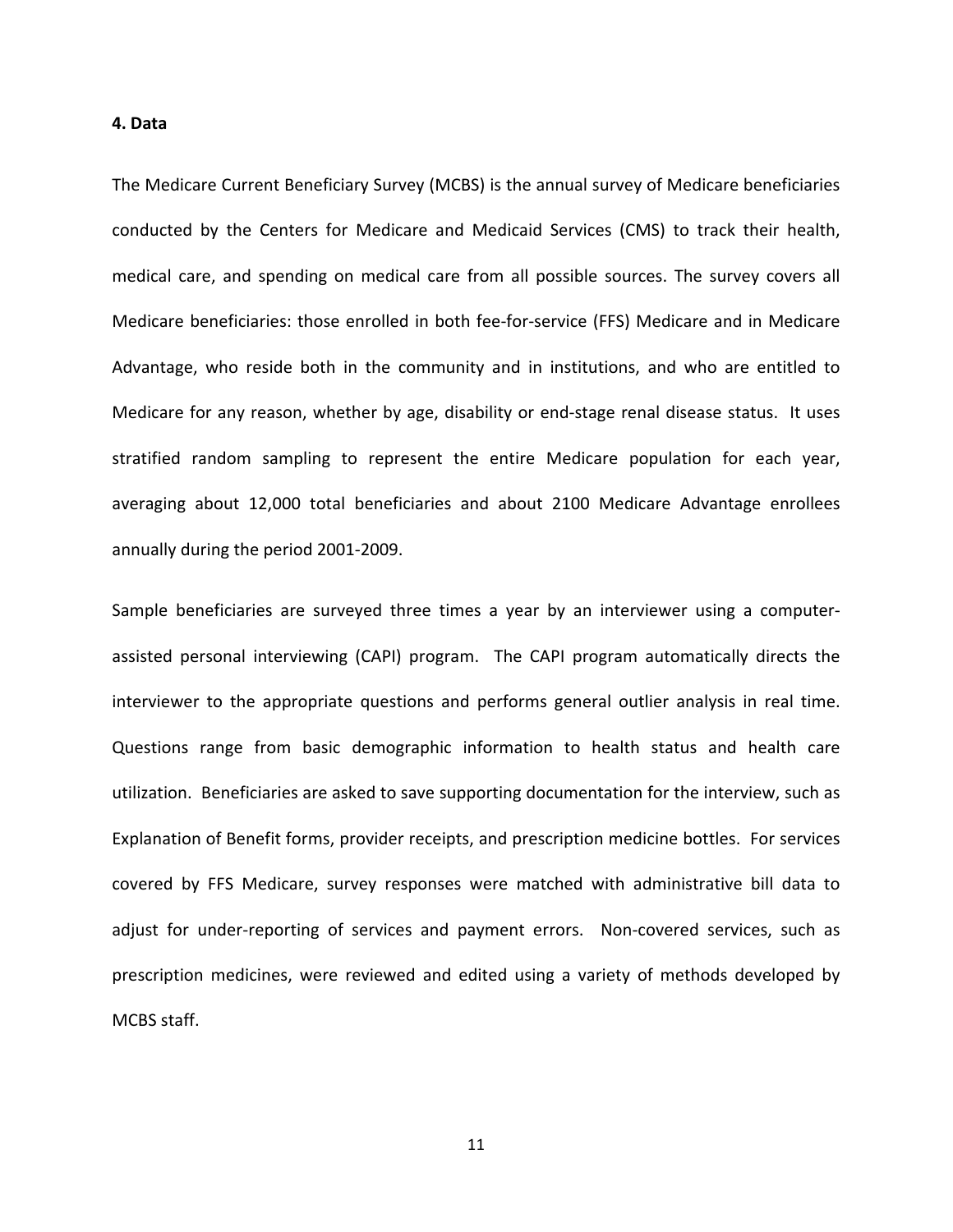## 4. Data

The Medicare Current Beneficiary Survey (MCBS) is the annual survey of Medicare beneficiaries conducted by the Centers for Medicare and Medicaid Services (CMS) to track their health, medical care, and spending on medical care from all possible sources. The survey covers all Medicare beneficiaries: those enrolled in both fee-for-service (FFS) Medicare and in Medicare Advantage, who reside both in the community and in institutions, and who are entitled to Medicare for any reason, whether by age, disability or end-stage renal disease status. It uses stratified random sampling to represent the entire Medicare population for each year, averaging about 12,000 total beneficiaries and about 2100 Medicare Advantage enrollees annually during the period 2001-2009.

Sample beneficiaries are surveyed three times a year by an interviewer using a computer-assisted personal interviewing (CAPI) program. The CAPI program automatically directs the interviewer to the appropriate questions and performs general outlier analysis in real time. Questions range from basic demographic information to health status and health care utilization. Beneficiaries are asked to save supporting documentation for the interview, such as Explanation of Benefit forms, provider receipts, and prescription medicine bottles. For services covered by FFS Medicare, survey responses were matched with administrative bill data to adjust for under-reporting of services and payment errors. Non-covered services, such as prescription medicines, were reviewed and edited using a variety of methods developed by MCBS staff.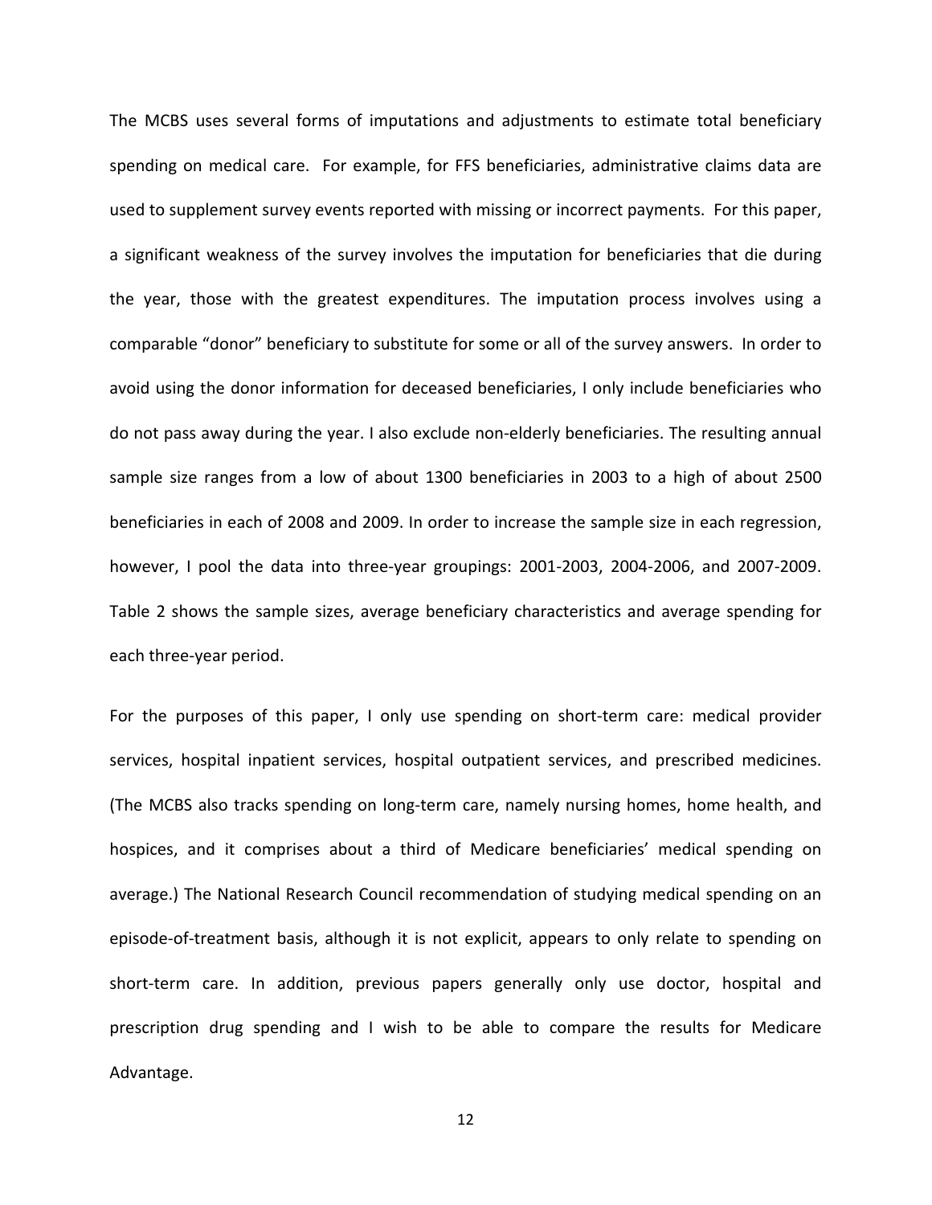The MCBS uses several forms of imputations and adjustments to estimate total beneficiary spending on medical care. For example, for FFS beneficiaries, administrative claims data are used to supplement survey events reported with missing or incorrect payments. For this paper, a significant weakness of the survey involves the imputation for beneficiaries that die during the year, those with the greatest expenditures. The imputation process involves using a comparable "donor" beneficiary to substitute for some or all of the survey answers. In order to avoid using the donor information for deceased beneficiaries, I only include beneficiaries who do not pass away during the year. I also exclude non-elderly beneficiaries. The resulting annual sample size ranges from a low of about 1300 beneficiaries in 2003 to a high of about 2500 beneficiaries in each of 2008 and 2009. In order to increase the sample size in each regression, however, I pool the data into three-year groupings: 2001-2003, 2004-2006, and 2007-2009. Table 2 shows the sample sizes, average beneficiary characteristics and average spending for each three-year period.

For the purposes of this paper, I only use spending on short-term care: medical provider services, hospital inpatient services, hospital outpatient services, and prescribed medicines. (The MCBS also tracks spending on long-term care, namely nursing homes, home health, and hospices, and it comprises about a third of Medicare beneficiaries' medical spending on average.) The National Research Council recommendation of studying medical spending on an episode-of-treatment basis, although it is not explicit, appears to only relate to spending on short-term care. In addition, previous papers generally only use doctor, hospital and prescription drug spending and I wish to be able to compare the results for Medicare Advantage.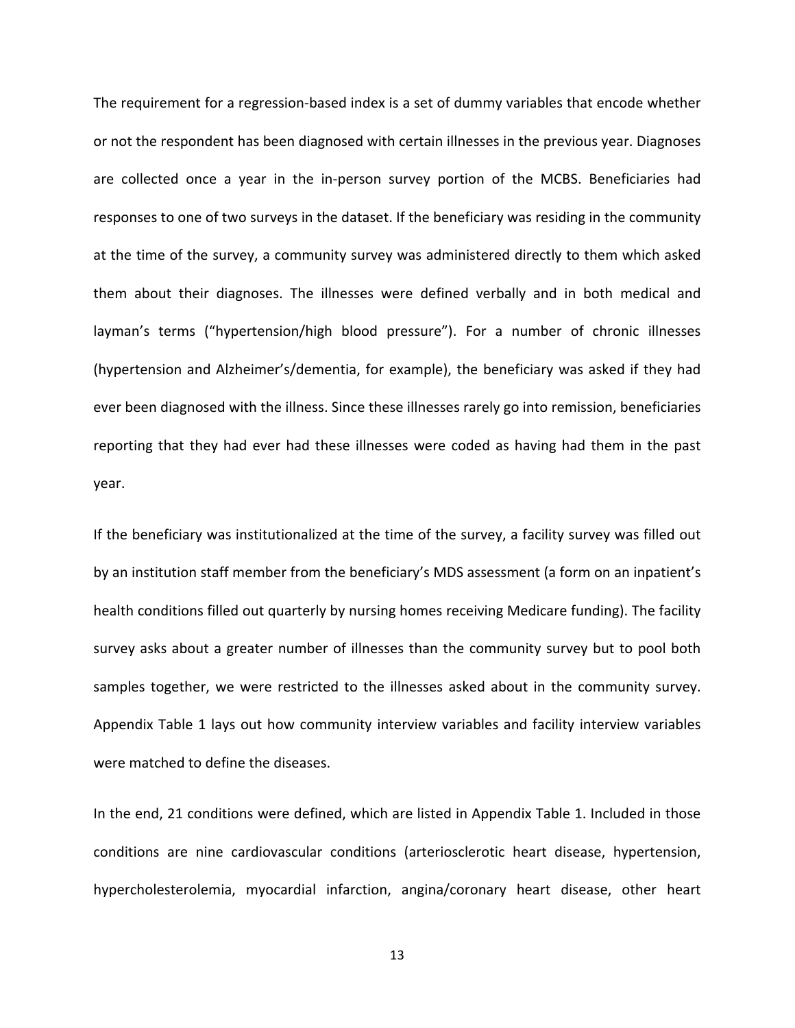The requirement for a regression-based index is a set of dummy variables that encode whether or not the respondent has been diagnosed with certain illnesses in the previous year. Diagnoses are collected once a year in the in-person survey portion of the MCBS. Beneficiaries had responses to one of two surveys in the dataset. If the beneficiary was residing in the community at the time of the survey, a community survey was administered directly to them which asked them about their diagnoses. The illnesses were defined verbally and in both medical and layman's terms ("hypertension/high blood pressure"). For a number of chronic illnesses (hypertension and Alzheimer's/dementia, for example), the beneficiary was asked if they had ever been diagnosed with the illness. Since these illnesses rarely go into remission, beneficiaries reporting that they had ever had these illnesses were coded as having had them in the past year.

If the beneficiary was institutionalized at the time of the survey, a facility survey was filled out by an institution staff member from the beneficiary's MDS assessment (a form on an inpatient's health conditions filled out quarterly by nursing homes receiving Medicare funding). The facility survey asks about a greater number of illnesses than the community survey but to pool both samples together, we were restricted to the illnesses asked about in the community survey. Appendix Table 1 lays out how community interview variables and facility interview variables were matched to define the diseases.

In the end, 21 conditions were defined, which are listed in Appendix Table 1. Included in those conditions are nine cardiovascular conditions (arteriosclerotic heart disease, hypertension, hypercholesterolemia, myocardial infarction, angina/coronary heart disease, other heart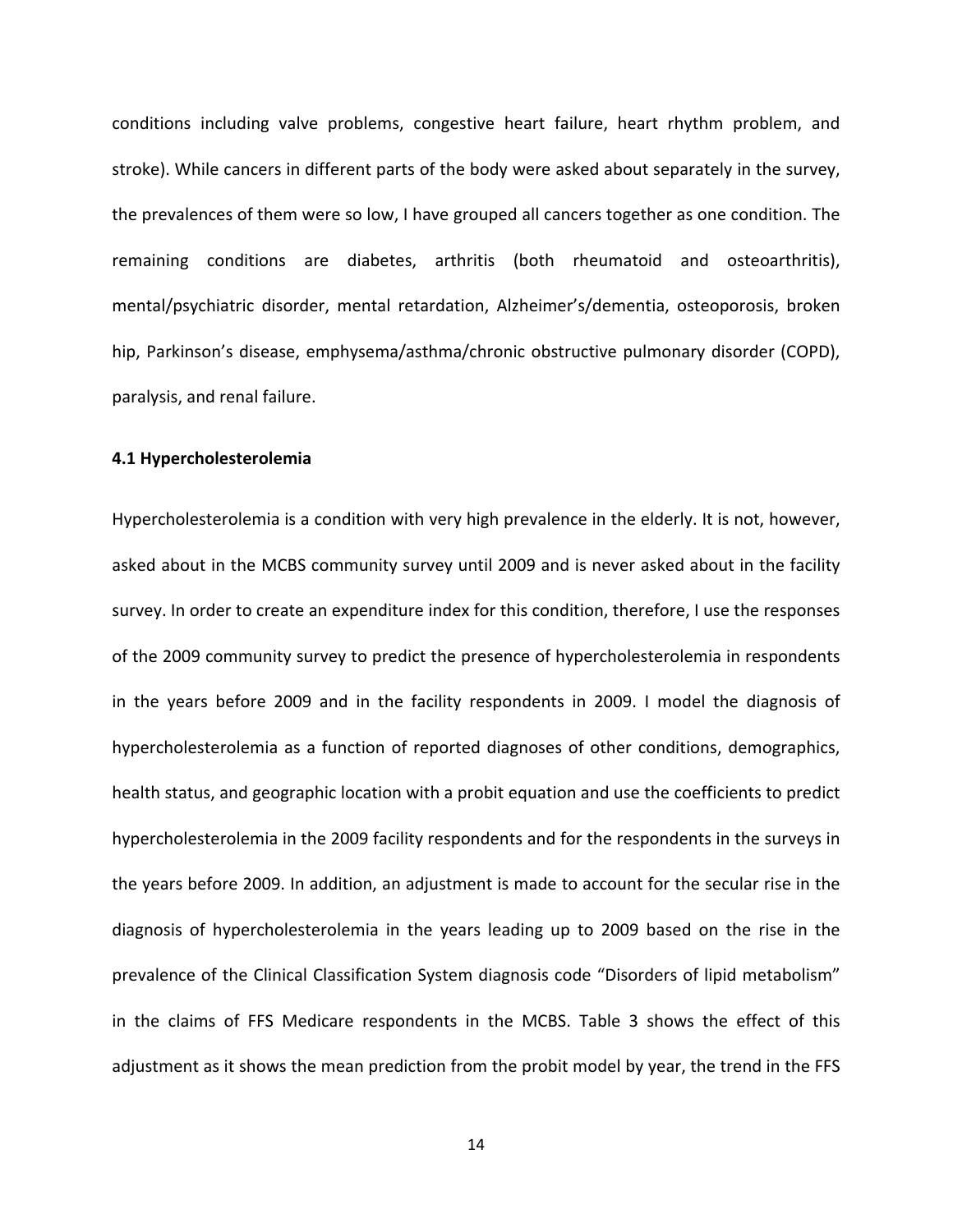conditions including valve problems, congestive heart failure, heart rhythm problem, and stroke). While cancers in different parts of the body were asked about separately in the survey, the prevalences of them were so low, I have grouped all cancers together as one condition. The remaining conditions are diabetes, arthritis (both rheumatoid and osteoarthritis), mental/psychiatric disorder, mental retardation, Alzheimer's/dementia, osteoporosis, broken hip, Parkinson's disease, emphysema/asthma/chronic obstructive pulmonary disorder (COPD), paralysis, and renal failure.

### 4.1 Hypercholesterolemia

Hypercholesterolemia is a condition with very high prevalence in the elderly. It is not, however, asked about in the MCBS community survey until 2009 and is never asked about in the facility survey. In order to create an expenditure index for this condition, therefore, I use the responses of the 2009 community survey to predict the presence of hypercholesterolemia in respondents in the years before 2009 and in the facility respondents in 2009. I model the diagnosis of hypercholesterolemia as a function of reported diagnoses of other conditions, demographics, health status, and geographic location with a probit equation and use the coefficients to predict hypercholesterolemia in the 2009 facility respondents and for the respondents in the surveys in the years before 2009. In addition, an adjustment is made to account for the secular rise in the diagnosis of hypercholesterolemia in the years leading up to 2009 based on the rise in the prevalence of the Clinical Classification System diagnosis code "Disorders of lipid metabolism" in the claims of FFS Medicare respondents in the MCBS. Table 3 shows the effect of this adjustment as it shows the mean prediction from the probit model by year, the trend in the FFS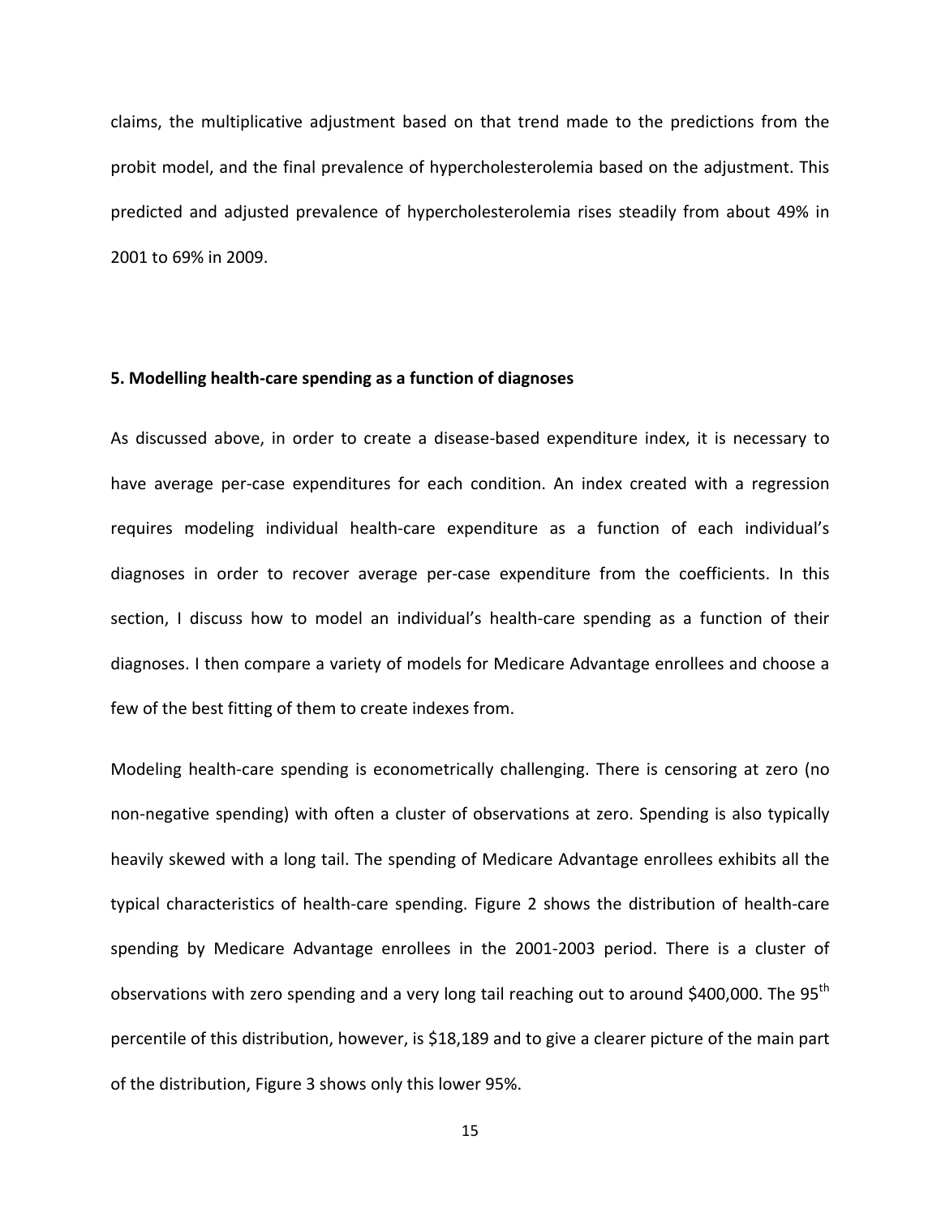claims, the multiplicative adjustment based on that trend made to the predictions from the probit model, and the final prevalence of hypercholesterolemia based on the adjustment. This predicted and adjusted prevalence of hypercholesterolemia rises steadily from about 49% in 2001 to 69% in 2009.

## 5. Modelling health-care spending as a function of diagnoses

As discussed above, in order to create a disease-based expenditure index, it is necessary to have average per-case expenditures for each condition. An index created with a regression requires modeling individual health-care expenditure as a function of each individual's diagnoses in order to recover average per-case expenditure from the coefficients. In this section, I discuss how to model an individual's health-care spending as a function of their diagnoses. I then compare a variety of models for Medicare Advantage enrollees and choose a few of the best fitting of them to create indexes from.

Modeling health-care spending is econometrically challenging. There is censoring at zero (no non-negative spending) with often a cluster of observations at zero. Spending is also typically heavily skewed with a long tail. The spending of Medicare Advantage enrollees exhibits all the typical characteristics of health-care spending. Figure 2 shows the distribution of health-care spending by Medicare Advantage enrollees in the 2001-2003 period. There is a cluster of observations with zero spending and a very long tail reaching out to around \$400,000. The 95$^{th}$ percentile of this distribution, however, is \$18,189 and to give a clearer picture of the main part of the distribution, Figure 3 shows only this lower 95%.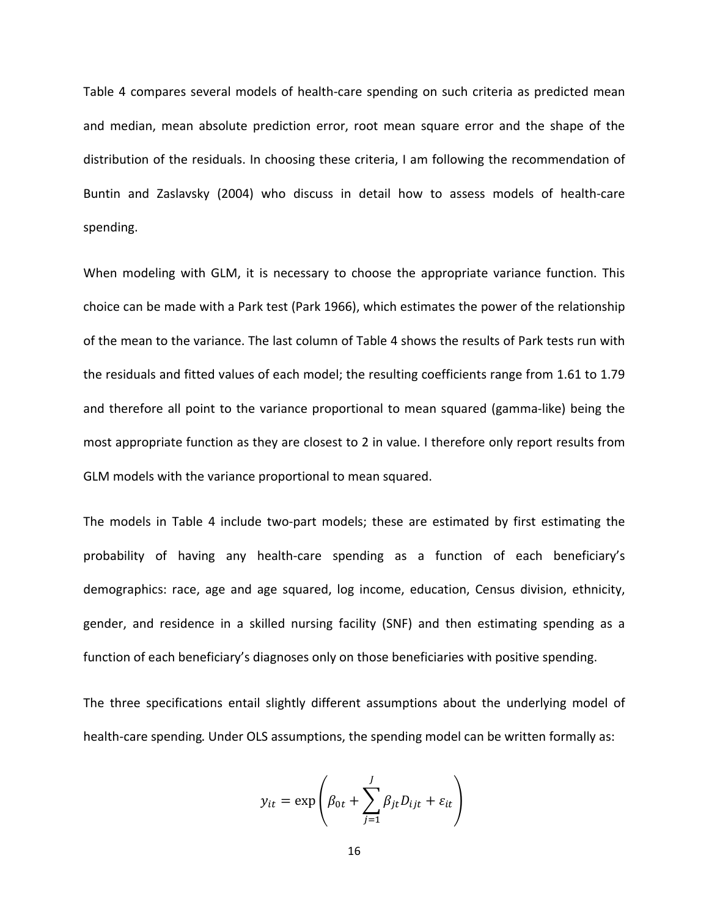Table 4 compares several models of health-care spending on such criteria as predicted mean and median, mean absolute prediction error, root mean square error and the shape of the distribution of the residuals. In choosing these criteria, I am following the recommendation of Buntin and Zaslavsky (2004) who discuss in detail how to assess models of health-care spending.

When modeling with GLM, it is necessary to choose the appropriate variance function. This choice can be made with a Park test (Park 1966), which estimates the power of the relationship of the mean to the variance. The last column of Table 4 shows the results of Park tests run with the residuals and fitted values of each model; the resulting coefficients range from 1.61 to 1.79 and therefore all point to the variance proportional to mean squared (gamma-like) being the most appropriate function as they are closest to 2 in value. I therefore only report results from GLM models with the variance proportional to mean squared.

The models in Table 4 include two-part models; these are estimated by first estimating the probability of having any health-care spending as a function of each beneficiary's demographics: race, age and age squared, log income, education, Census division, ethnicity, gender, and residence in a skilled nursing facility (SNF) and then estimating spending as a function of each beneficiary's diagnoses only on those beneficiaries with positive spending.

The three specifications entail slightly different assumptions about the underlying model of health-care spending. Under OLS assumptions, the spending model can be written formally as:

$$y_{it} = \exp\left(\beta_{0t} + \sum_{j=1}^{J} \beta_{jt} D_{ijt} + \varepsilon_{it}\right)$$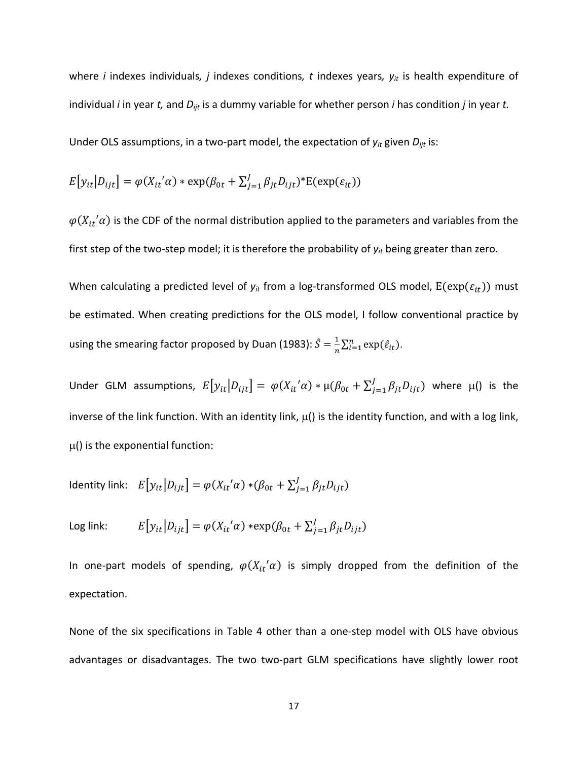where $i$ indexes individuals, $j$ indexes conditions, $t$ indexes years, $y_{it}$ is health expenditure of individual $i$ in year $t$, and $D_{ijt}$ is a dummy variable for whether person $i$ has condition $j$ in year $t$.

Under OLS assumptions, in a two-part model, the expectation of $y_{it}$ given $D_{ijt}$ is:

$$E\left[y_{it}\middle|D_{ijt}\right] = \varphi(X_{it}'\alpha) * \exp(\beta_{0t} + \sum_{j=1}^{J} \beta_{jt} D_{ijt}) * \mathrm{E}(\exp(\varepsilon_{it}))$$

$\varphi(X_{it}'\alpha)$ is the CDF of the normal distribution applied to the parameters and variables from the first step of the two-step model; it is therefore the probability of $y_{it}$ being greater than zero.

When calculating a predicted level of $y_{it}$ from a log-transformed OLS model, $\mathrm{E}(\exp(\varepsilon_{it}))$ must be estimated. When creating predictions for the OLS model, I follow conventional practice by using the smearing factor proposed by Duan (1983): $\hat{S} = \frac{1}{n}\sum_{i=1}^{n} \exp(\hat{\varepsilon}_{it})$.

Under GLM assumptions, $E\left[y_{it}\middle|D_{ijt}\right] = \varphi(X_{it}'\alpha) * \mu(\beta_{0t} + \sum_{j=1}^{J} \beta_{jt} D_{ijt})$ where $\mu()$ is the inverse of the link function. With an identity link, $\mu()$ is the identity function, and with a log link, $\mu()$ is the exponential function:

Identity link: $E\left[y_{it}\middle|D_{ijt}\right] = \varphi(X_{it}'\alpha) * (\beta_{0t} + \sum_{j=1}^{J} \beta_{jt} D_{ijt})$

Log link: $E\left[y_{it}\middle|D_{ijt}\right] = \varphi(X_{it}'\alpha) * \exp(\beta_{0t} + \sum_{j=1}^{J} \beta_{jt} D_{ijt})$

In one-part models of spending, $\varphi(X_{it}'\alpha)$ is simply dropped from the definition of the expectation.

None of the six specifications in Table 4 other than a one-step model with OLS have obvious advantages or disadvantages. The two two-part GLM specifications have slightly lower root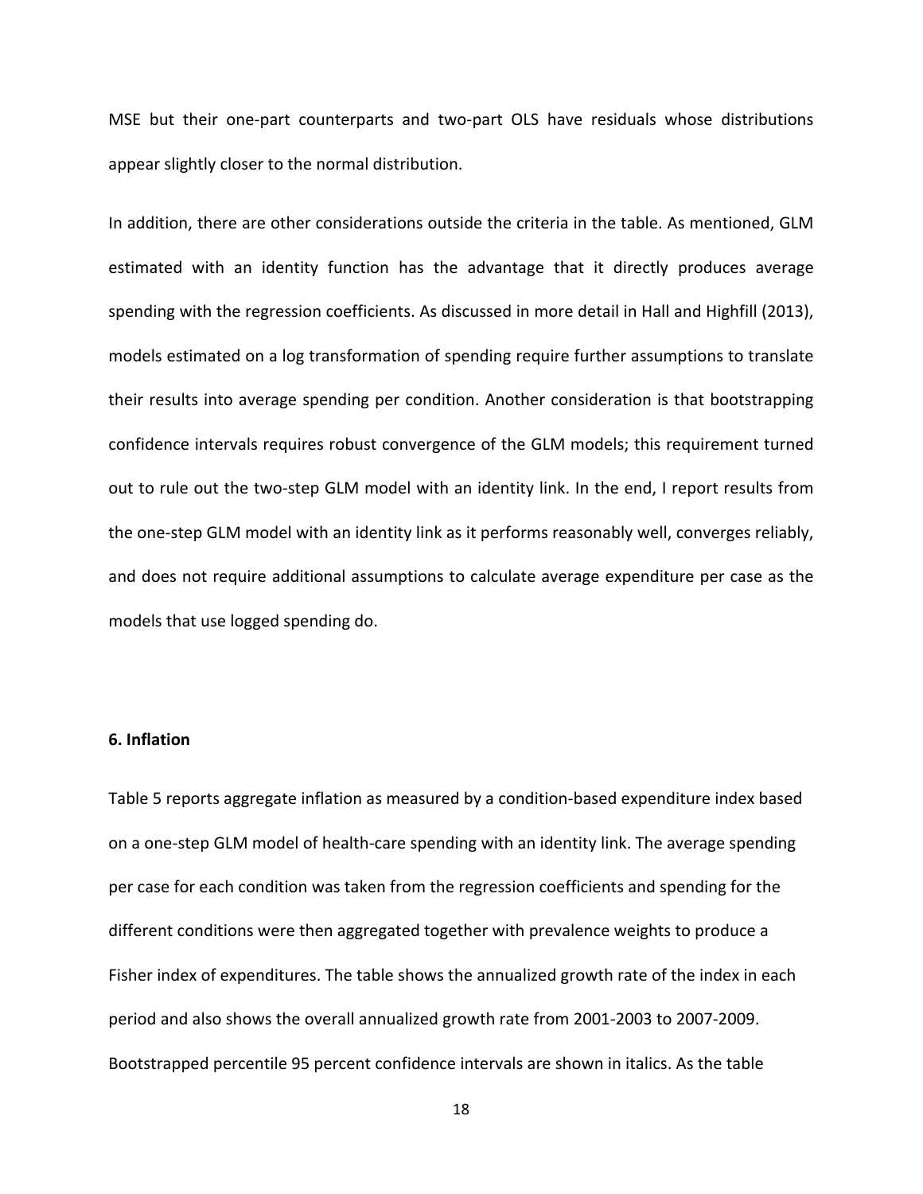MSE but their one-part counterparts and two-part OLS have residuals whose distributions appear slightly closer to the normal distribution.

In addition, there are other considerations outside the criteria in the table. As mentioned, GLM estimated with an identity function has the advantage that it directly produces average spending with the regression coefficients. As discussed in more detail in Hall and Highfill (2013), models estimated on a log transformation of spending require further assumptions to translate their results into average spending per condition. Another consideration is that bootstrapping confidence intervals requires robust convergence of the GLM models; this requirement turned out to rule out the two-step GLM model with an identity link. In the end, I report results from the one-step GLM model with an identity link as it performs reasonably well, converges reliably, and does not require additional assumptions to calculate average expenditure per case as the models that use logged spending do.

### 6. Inflation

Table 5 reports aggregate inflation as measured by a condition-based expenditure index based on a one-step GLM model of health-care spending with an identity link. The average spending per case for each condition was taken from the regression coefficients and spending for the different conditions were then aggregated together with prevalence weights to produce a Fisher index of expenditures. The table shows the annualized growth rate of the index in each period and also shows the overall annualized growth rate from 2001-2003 to 2007-2009. Bootstrapped percentile 95 percent confidence intervals are shown in italics. As the table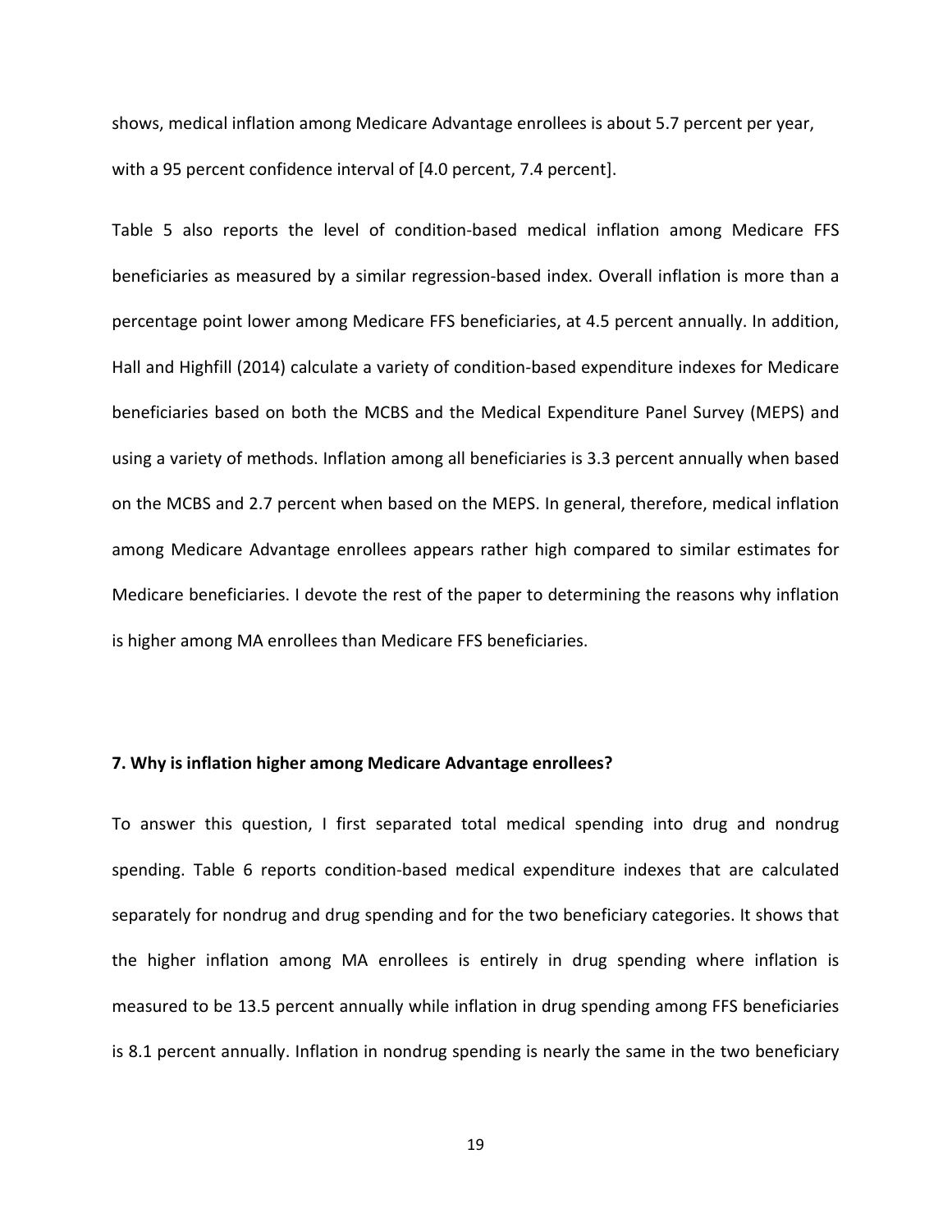shows, medical inflation among Medicare Advantage enrollees is about 5.7 percent per year, with a 95 percent confidence interval of [4.0 percent, 7.4 percent].

Table 5 also reports the level of condition-based medical inflation among Medicare FFS beneficiaries as measured by a similar regression-based index. Overall inflation is more than a percentage point lower among Medicare FFS beneficiaries, at 4.5 percent annually. In addition, Hall and Highfill (2014) calculate a variety of condition-based expenditure indexes for Medicare beneficiaries based on both the MCBS and the Medical Expenditure Panel Survey (MEPS) and using a variety of methods. Inflation among all beneficiaries is 3.3 percent annually when based on the MCBS and 2.7 percent when based on the MEPS. In general, therefore, medical inflation among Medicare Advantage enrollees appears rather high compared to similar estimates for Medicare beneficiaries. I devote the rest of the paper to determining the reasons why inflation is higher among MA enrollees than Medicare FFS beneficiaries.

## 7. Why is inflation higher among Medicare Advantage enrollees?

To answer this question, I first separated total medical spending into drug and nondrug spending. Table 6 reports condition-based medical expenditure indexes that are calculated separately for nondrug and drug spending and for the two beneficiary categories. It shows that the higher inflation among MA enrollees is entirely in drug spending where inflation is measured to be 13.5 percent annually while inflation in drug spending among FFS beneficiaries is 8.1 percent annually. Inflation in nondrug spending is nearly the same in the two beneficiary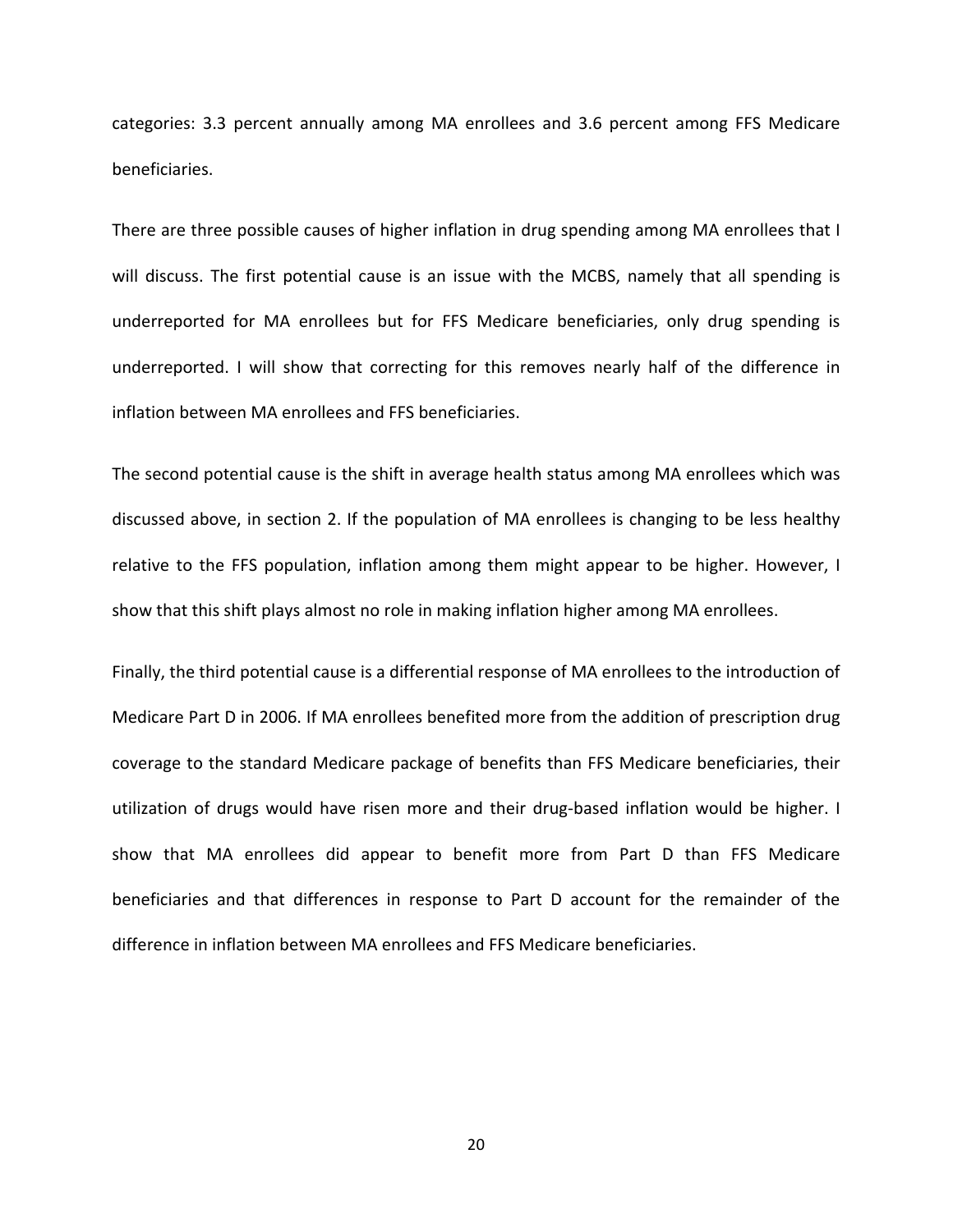categories: 3.3 percent annually among MA enrollees and 3.6 percent among FFS Medicare beneficiaries.

There are three possible causes of higher inflation in drug spending among MA enrollees that I will discuss. The first potential cause is an issue with the MCBS, namely that all spending is underreported for MA enrollees but for FFS Medicare beneficiaries, only drug spending is underreported. I will show that correcting for this removes nearly half of the difference in inflation between MA enrollees and FFS beneficiaries.

The second potential cause is the shift in average health status among MA enrollees which was discussed above, in section 2. If the population of MA enrollees is changing to be less healthy relative to the FFS population, inflation among them might appear to be higher. However, I show that this shift plays almost no role in making inflation higher among MA enrollees.

Finally, the third potential cause is a differential response of MA enrollees to the introduction of Medicare Part D in 2006. If MA enrollees benefited more from the addition of prescription drug coverage to the standard Medicare package of benefits than FFS Medicare beneficiaries, their utilization of drugs would have risen more and their drug-based inflation would be higher. I show that MA enrollees did appear to benefit more from Part D than FFS Medicare beneficiaries and that differences in response to Part D account for the remainder of the difference in inflation between MA enrollees and FFS Medicare beneficiaries.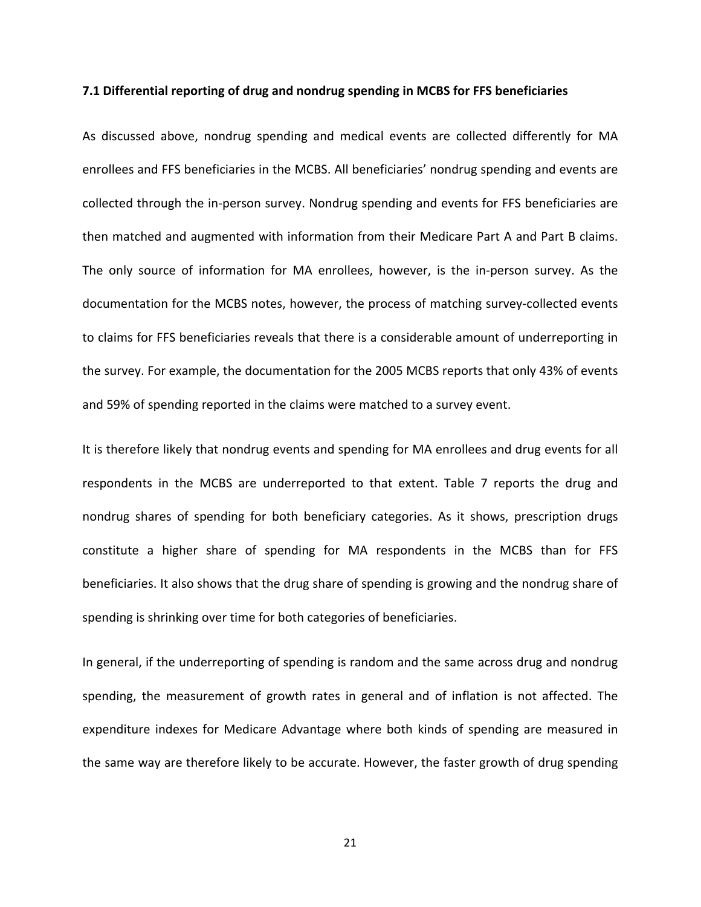### 7.1 Differential reporting of drug and nondrug spending in MCBS for FFS beneficiaries

As discussed above, nondrug spending and medical events are collected differently for MA enrollees and FFS beneficiaries in the MCBS. All beneficiaries' nondrug spending and events are collected through the in-person survey. Nondrug spending and events for FFS beneficiaries are then matched and augmented with information from their Medicare Part A and Part B claims. The only source of information for MA enrollees, however, is the in-person survey. As the documentation for the MCBS notes, however, the process of matching survey-collected events to claims for FFS beneficiaries reveals that there is a considerable amount of underreporting in the survey. For example, the documentation for the 2005 MCBS reports that only 43% of events and 59% of spending reported in the claims were matched to a survey event.

It is therefore likely that nondrug events and spending for MA enrollees and drug events for all respondents in the MCBS are underreported to that extent. Table 7 reports the drug and nondrug shares of spending for both beneficiary categories. As it shows, prescription drugs constitute a higher share of spending for MA respondents in the MCBS than for FFS beneficiaries. It also shows that the drug share of spending is growing and the nondrug share of spending is shrinking over time for both categories of beneficiaries.

In general, if the underreporting of spending is random and the same across drug and nondrug spending, the measurement of growth rates in general and of inflation is not affected. The expenditure indexes for Medicare Advantage where both kinds of spending are measured in the same way are therefore likely to be accurate. However, the faster growth of drug spending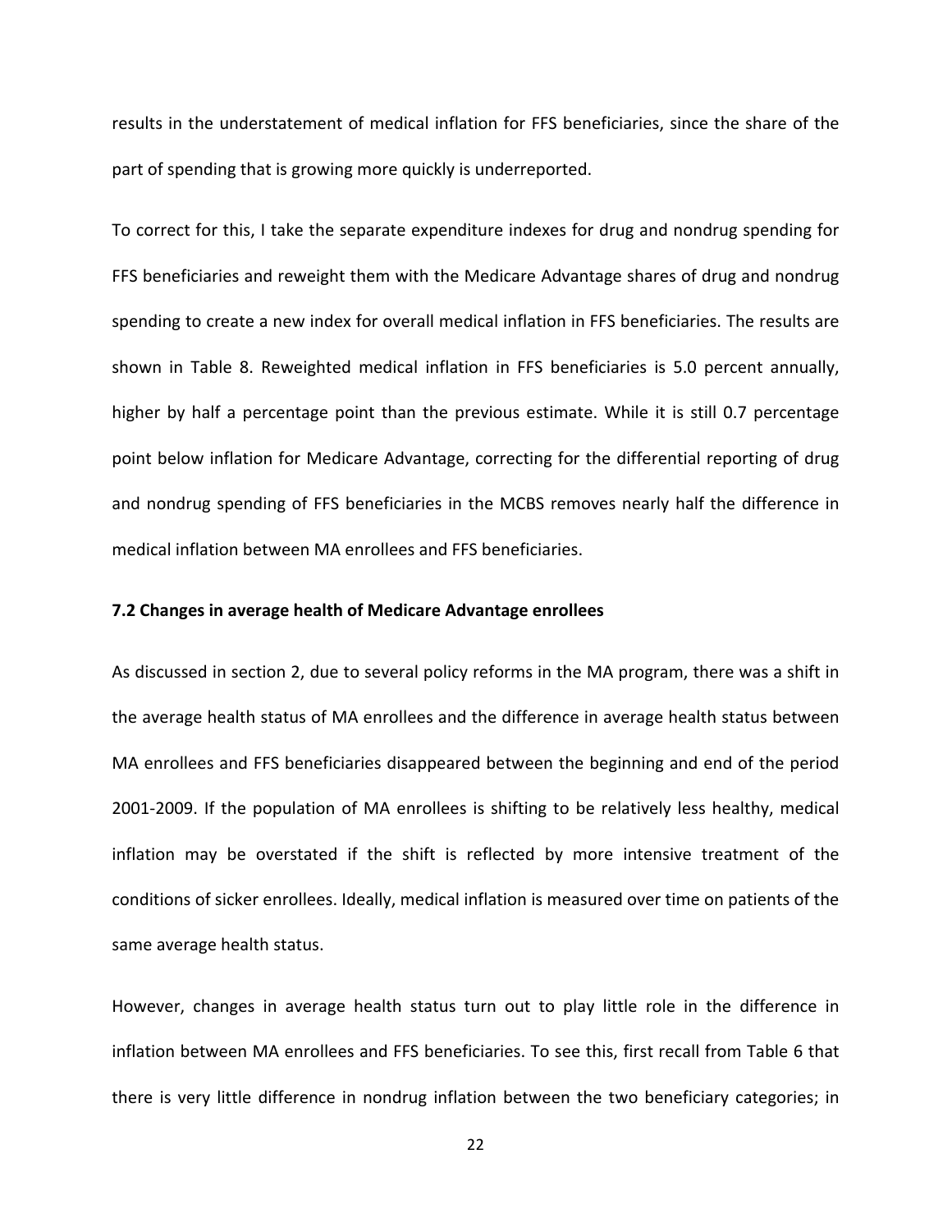results in the understatement of medical inflation for FFS beneficiaries, since the share of the part of spending that is growing more quickly is underreported.

To correct for this, I take the separate expenditure indexes for drug and nondrug spending for FFS beneficiaries and reweight them with the Medicare Advantage shares of drug and nondrug spending to create a new index for overall medical inflation in FFS beneficiaries. The results are shown in Table 8. Reweighted medical inflation in FFS beneficiaries is 5.0 percent annually, higher by half a percentage point than the previous estimate. While it is still 0.7 percentage point below inflation for Medicare Advantage, correcting for the differential reporting of drug and nondrug spending of FFS beneficiaries in the MCBS removes nearly half the difference in medical inflation between MA enrollees and FFS beneficiaries.

### 7.2 Changes in average health of Medicare Advantage enrollees

As discussed in section 2, due to several policy reforms in the MA program, there was a shift in the average health status of MA enrollees and the difference in average health status between MA enrollees and FFS beneficiaries disappeared between the beginning and end of the period 2001-2009. If the population of MA enrollees is shifting to be relatively less healthy, medical inflation may be overstated if the shift is reflected by more intensive treatment of the conditions of sicker enrollees. Ideally, medical inflation is measured over time on patients of the same average health status.

However, changes in average health status turn out to play little role in the difference in inflation between MA enrollees and FFS beneficiaries. To see this, first recall from Table 6 that there is very little difference in nondrug inflation between the two beneficiary categories; in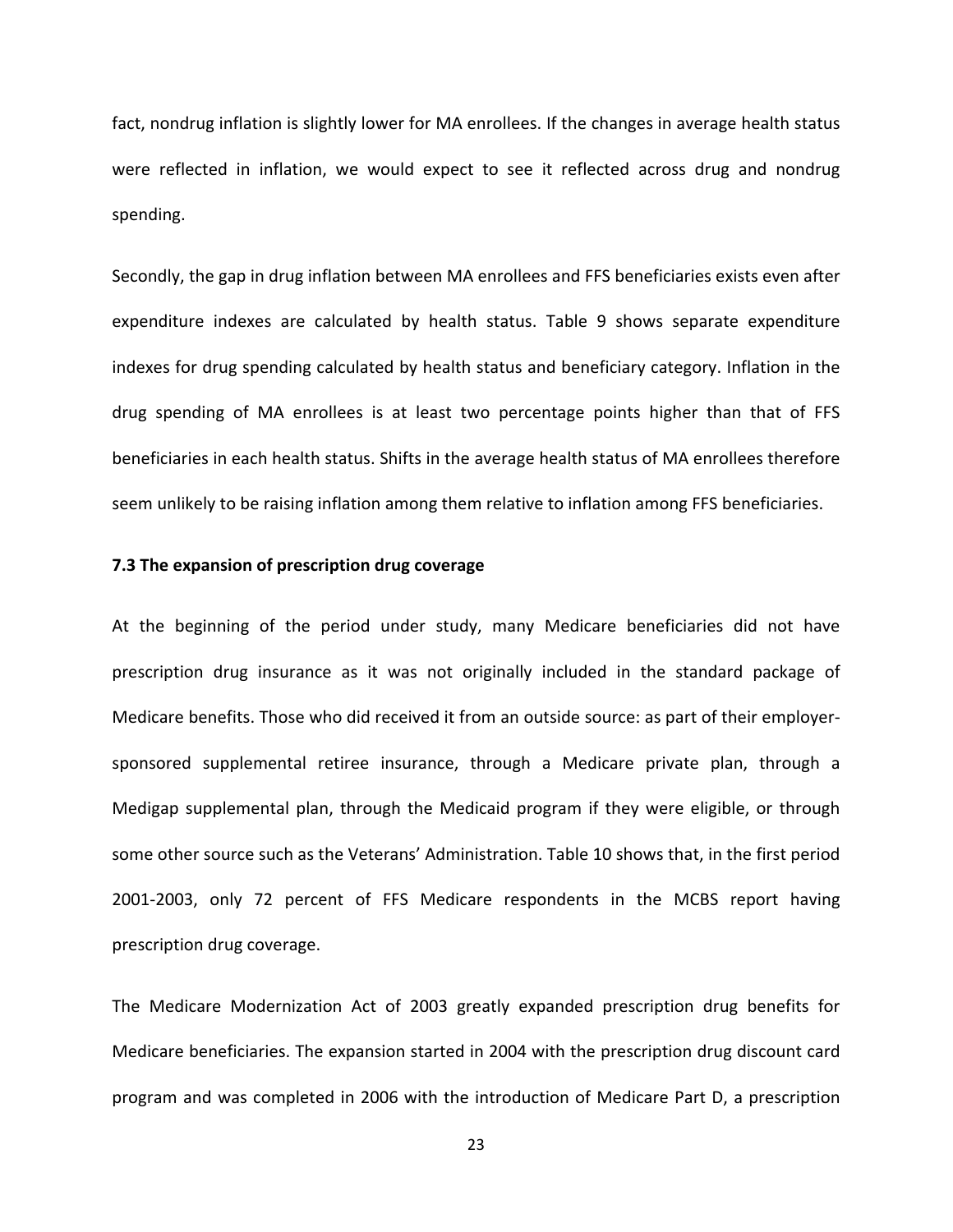fact, nondrug inflation is slightly lower for MA enrollees. If the changes in average health status were reflected in inflation, we would expect to see it reflected across drug and nondrug spending.

Secondly, the gap in drug inflation between MA enrollees and FFS beneficiaries exists even after expenditure indexes are calculated by health status. Table 9 shows separate expenditure indexes for drug spending calculated by health status and beneficiary category. Inflation in the drug spending of MA enrollees is at least two percentage points higher than that of FFS beneficiaries in each health status. Shifts in the average health status of MA enrollees therefore seem unlikely to be raising inflation among them relative to inflation among FFS beneficiaries.

### 7.3 The expansion of prescription drug coverage

At the beginning of the period under study, many Medicare beneficiaries did not have prescription drug insurance as it was not originally included in the standard package of Medicare benefits. Those who did received it from an outside source: as part of their employer-sponsored supplemental retiree insurance, through a Medicare private plan, through a Medigap supplemental plan, through the Medicaid program if they were eligible, or through some other source such as the Veterans' Administration. Table 10 shows that, in the first period 2001-2003, only 72 percent of FFS Medicare respondents in the MCBS report having prescription drug coverage.

The Medicare Modernization Act of 2003 greatly expanded prescription drug benefits for Medicare beneficiaries. The expansion started in 2004 with the prescription drug discount card program and was completed in 2006 with the introduction of Medicare Part D, a prescription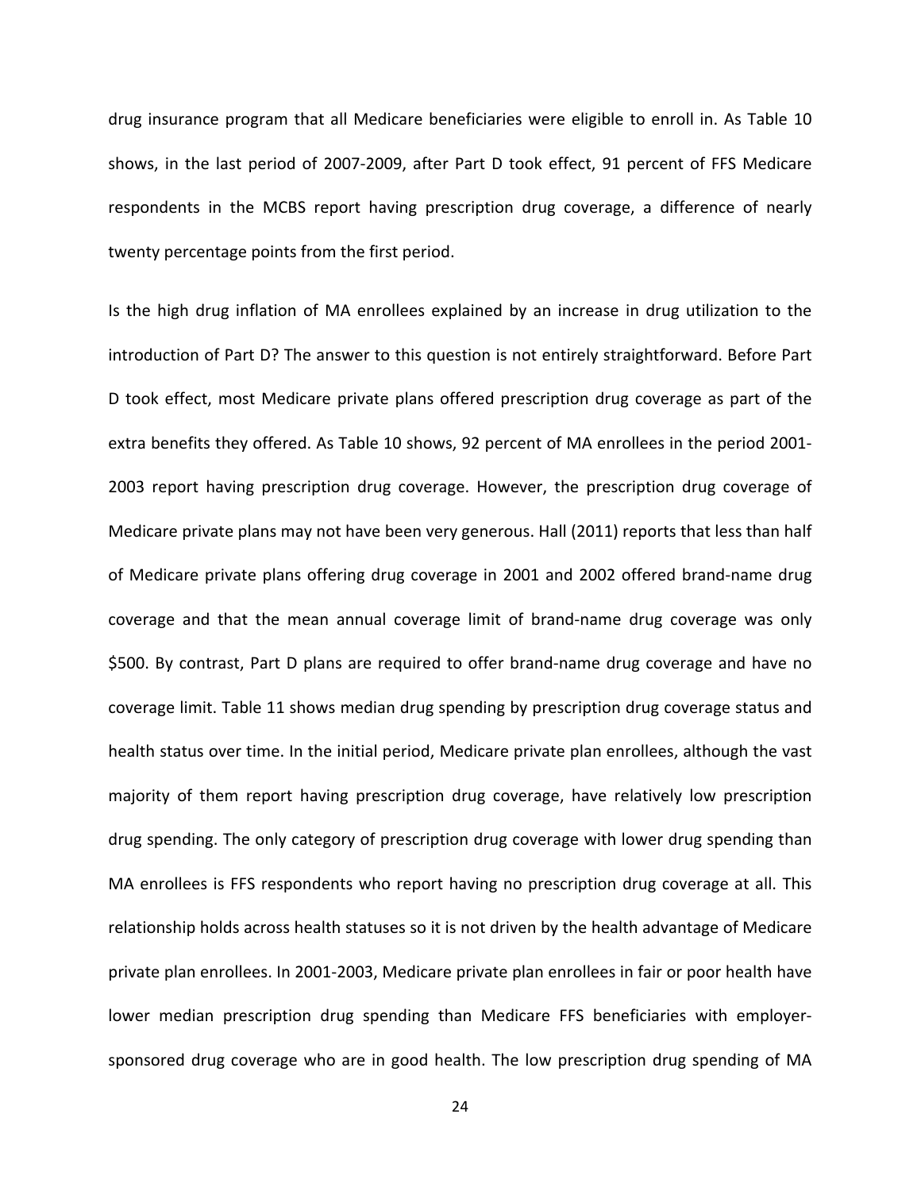drug insurance program that all Medicare beneficiaries were eligible to enroll in. As Table 10 shows, in the last period of 2007-2009, after Part D took effect, 91 percent of FFS Medicare respondents in the MCBS report having prescription drug coverage, a difference of nearly twenty percentage points from the first period.

Is the high drug inflation of MA enrollees explained by an increase in drug utilization to the introduction of Part D? The answer to this question is not entirely straightforward. Before Part D took effect, most Medicare private plans offered prescription drug coverage as part of the extra benefits they offered. As Table 10 shows, 92 percent of MA enrollees in the period 2001-2003 report having prescription drug coverage. However, the prescription drug coverage of Medicare private plans may not have been very generous. Hall (2011) reports that less than half of Medicare private plans offering drug coverage in 2001 and 2002 offered brand-name drug coverage and that the mean annual coverage limit of brand-name drug coverage was only $500. By contrast, Part D plans are required to offer brand-name drug coverage and have no coverage limit. Table 11 shows median drug spending by prescription drug coverage status and health status over time. In the initial period, Medicare private plan enrollees, although the vast majority of them report having prescription drug coverage, have relatively low prescription drug spending. The only category of prescription drug coverage with lower drug spending than MA enrollees is FFS respondents who report having no prescription drug coverage at all. This relationship holds across health statuses so it is not driven by the health advantage of Medicare private plan enrollees. In 2001-2003, Medicare private plan enrollees in fair or poor health have lower median prescription drug spending than Medicare FFS beneficiaries with employer-sponsored drug coverage who are in good health. The low prescription drug spending of MA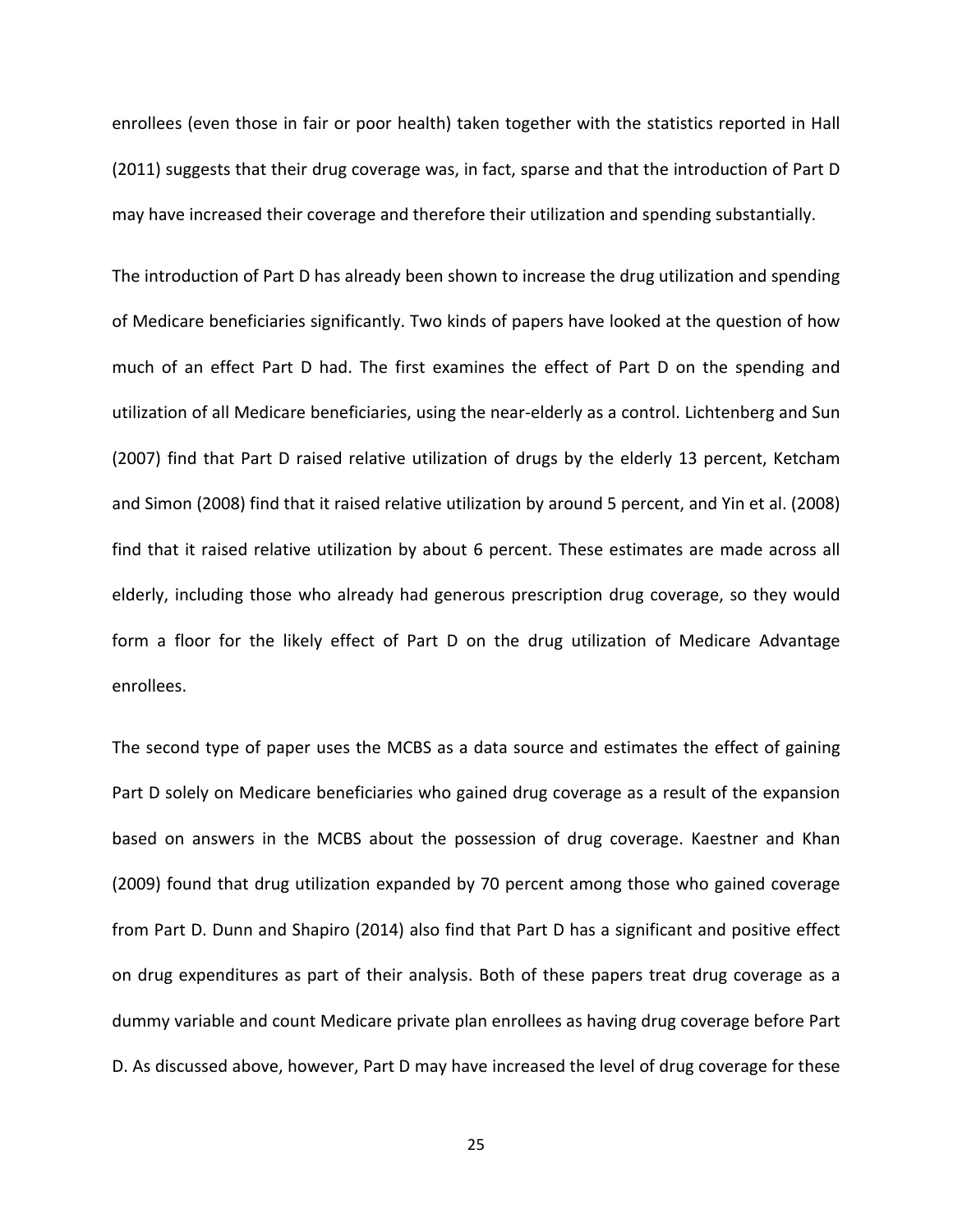enrollees (even those in fair or poor health) taken together with the statistics reported in Hall (2011) suggests that their drug coverage was, in fact, sparse and that the introduction of Part D may have increased their coverage and therefore their utilization and spending substantially.

The introduction of Part D has already been shown to increase the drug utilization and spending of Medicare beneficiaries significantly. Two kinds of papers have looked at the question of how much of an effect Part D had. The first examines the effect of Part D on the spending and utilization of all Medicare beneficiaries, using the near-elderly as a control. Lichtenberg and Sun (2007) find that Part D raised relative utilization of drugs by the elderly 13 percent, Ketcham and Simon (2008) find that it raised relative utilization by around 5 percent, and Yin et al. (2008) find that it raised relative utilization by about 6 percent. These estimates are made across all elderly, including those who already had generous prescription drug coverage, so they would form a floor for the likely effect of Part D on the drug utilization of Medicare Advantage enrollees.

The second type of paper uses the MCBS as a data source and estimates the effect of gaining Part D solely on Medicare beneficiaries who gained drug coverage as a result of the expansion based on answers in the MCBS about the possession of drug coverage. Kaestner and Khan (2009) found that drug utilization expanded by 70 percent among those who gained coverage from Part D. Dunn and Shapiro (2014) also find that Part D has a significant and positive effect on drug expenditures as part of their analysis. Both of these papers treat drug coverage as a dummy variable and count Medicare private plan enrollees as having drug coverage before Part D. As discussed above, however, Part D may have increased the level of drug coverage for these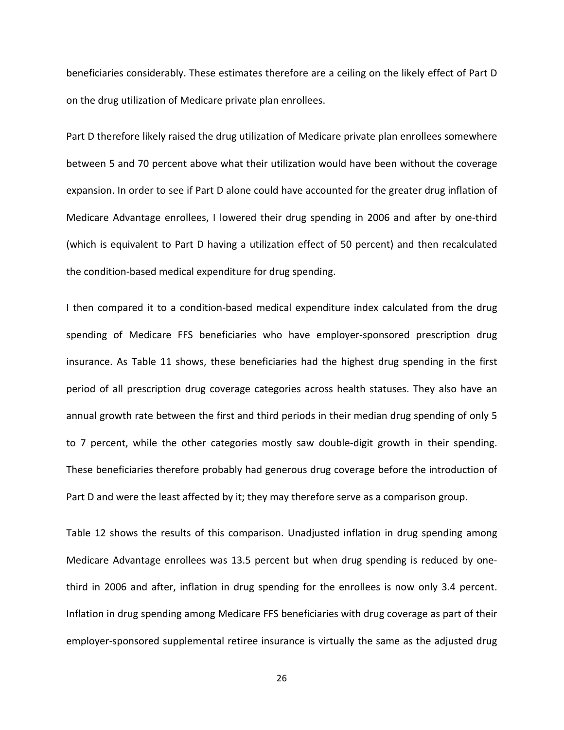beneficiaries considerably. These estimates therefore are a ceiling on the likely effect of Part D on the drug utilization of Medicare private plan enrollees.

Part D therefore likely raised the drug utilization of Medicare private plan enrollees somewhere between 5 and 70 percent above what their utilization would have been without the coverage expansion. In order to see if Part D alone could have accounted for the greater drug inflation of Medicare Advantage enrollees, I lowered their drug spending in 2006 and after by one-third (which is equivalent to Part D having a utilization effect of 50 percent) and then recalculated the condition-based medical expenditure for drug spending.

I then compared it to a condition-based medical expenditure index calculated from the drug spending of Medicare FFS beneficiaries who have employer-sponsored prescription drug insurance. As Table 11 shows, these beneficiaries had the highest drug spending in the first period of all prescription drug coverage categories across health statuses. They also have an annual growth rate between the first and third periods in their median drug spending of only 5 to 7 percent, while the other categories mostly saw double-digit growth in their spending. These beneficiaries therefore probably had generous drug coverage before the introduction of Part D and were the least affected by it; they may therefore serve as a comparison group.

Table 12 shows the results of this comparison. Unadjusted inflation in drug spending among Medicare Advantage enrollees was 13.5 percent but when drug spending is reduced by one-third in 2006 and after, inflation in drug spending for the enrollees is now only 3.4 percent. Inflation in drug spending among Medicare FFS beneficiaries with drug coverage as part of their employer-sponsored supplemental retiree insurance is virtually the same as the adjusted drug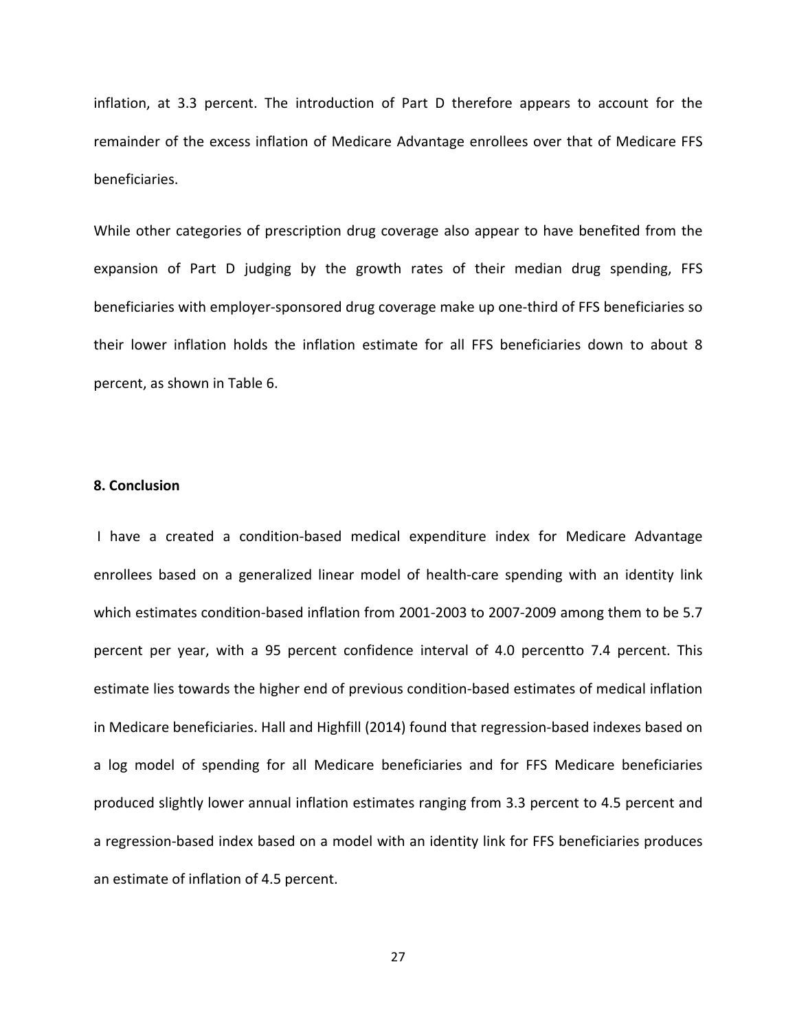inflation, at 3.3 percent. The introduction of Part D therefore appears to account for the remainder of the excess inflation of Medicare Advantage enrollees over that of Medicare FFS beneficiaries.

While other categories of prescription drug coverage also appear to have benefited from the expansion of Part D judging by the growth rates of their median drug spending, FFS beneficiaries with employer-sponsored drug coverage make up one-third of FFS beneficiaries so their lower inflation holds the inflation estimate for all FFS beneficiaries down to about 8 percent, as shown in Table 6.

## 8. Conclusion

I have a created a condition-based medical expenditure index for Medicare Advantage enrollees based on a generalized linear model of health-care spending with an identity link which estimates condition-based inflation from 2001-2003 to 2007-2009 among them to be 5.7 percent per year, with a 95 percent confidence interval of 4.0 percentto 7.4 percent. This estimate lies towards the higher end of previous condition-based estimates of medical inflation in Medicare beneficiaries. Hall and Highfill (2014) found that regression-based indexes based on a log model of spending for all Medicare beneficiaries and for FFS Medicare beneficiaries produced slightly lower annual inflation estimates ranging from 3.3 percent to 4.5 percent and a regression-based index based on a model with an identity link for FFS beneficiaries produces an estimate of inflation of 4.5 percent.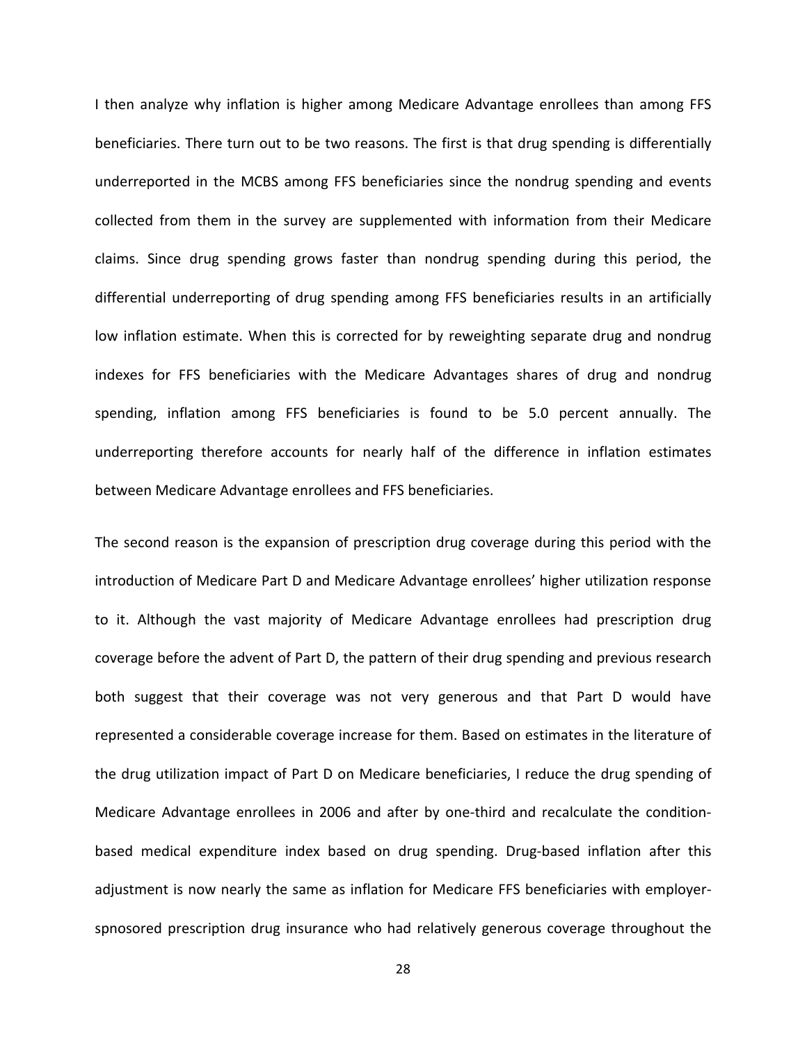I then analyze why inflation is higher among Medicare Advantage enrollees than among FFS beneficiaries. There turn out to be two reasons. The first is that drug spending is differentially underreported in the MCBS among FFS beneficiaries since the nondrug spending and events collected from them in the survey are supplemented with information from their Medicare claims. Since drug spending grows faster than nondrug spending during this period, the differential underreporting of drug spending among FFS beneficiaries results in an artificially low inflation estimate. When this is corrected for by reweighting separate drug and nondrug indexes for FFS beneficiaries with the Medicare Advantages shares of drug and nondrug spending, inflation among FFS beneficiaries is found to be 5.0 percent annually. The underreporting therefore accounts for nearly half of the difference in inflation estimates between Medicare Advantage enrollees and FFS beneficiaries.

The second reason is the expansion of prescription drug coverage during this period with the introduction of Medicare Part D and Medicare Advantage enrollees' higher utilization response to it. Although the vast majority of Medicare Advantage enrollees had prescription drug coverage before the advent of Part D, the pattern of their drug spending and previous research both suggest that their coverage was not very generous and that Part D would have represented a considerable coverage increase for them. Based on estimates in the literature of the drug utilization impact of Part D on Medicare beneficiaries, I reduce the drug spending of Medicare Advantage enrollees in 2006 and after by one-third and recalculate the condition-based medical expenditure index based on drug spending. Drug-based inflation after this adjustment is now nearly the same as inflation for Medicare FFS beneficiaries with employer-spnosored prescription drug insurance who had relatively generous coverage throughout the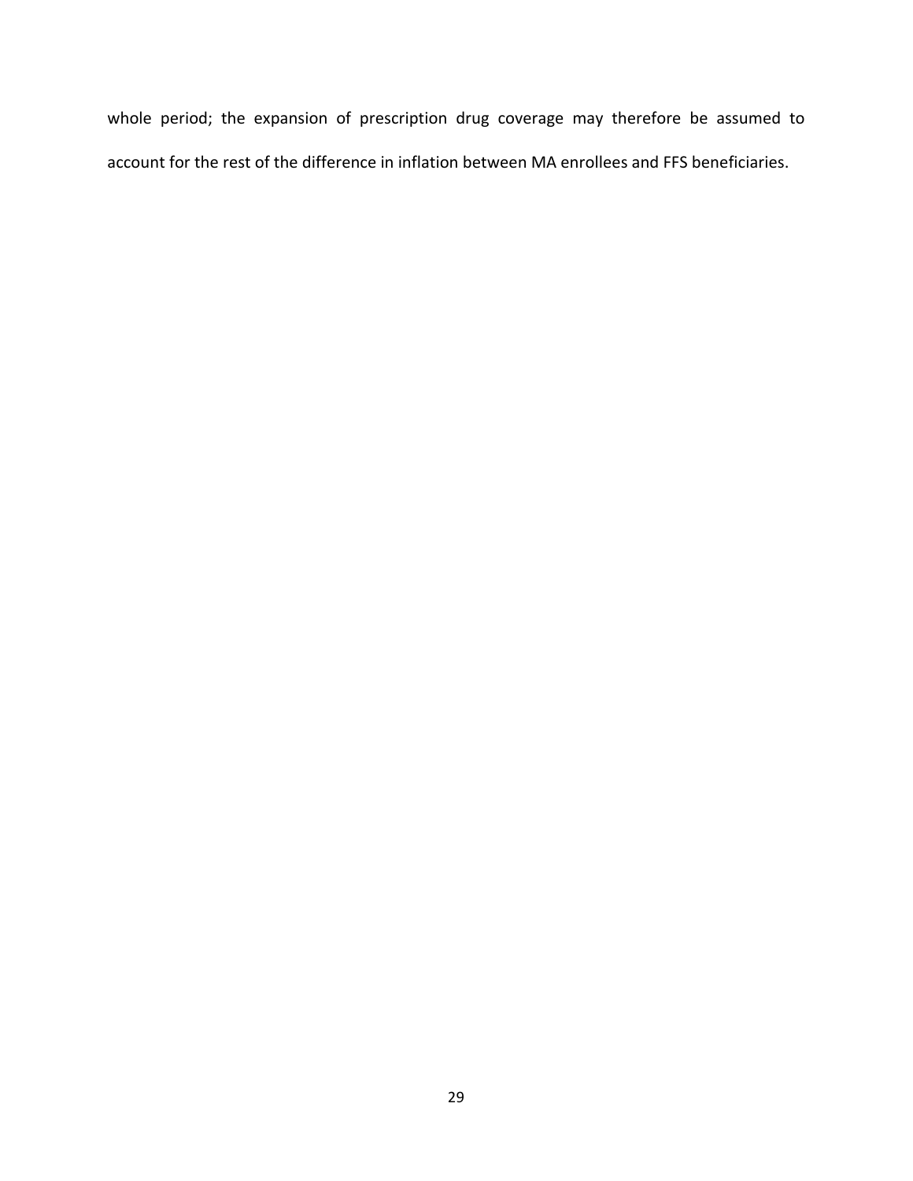whole period; the expansion of prescription drug coverage may therefore be assumed to account for the rest of the difference in inflation between MA enrollees and FFS beneficiaries.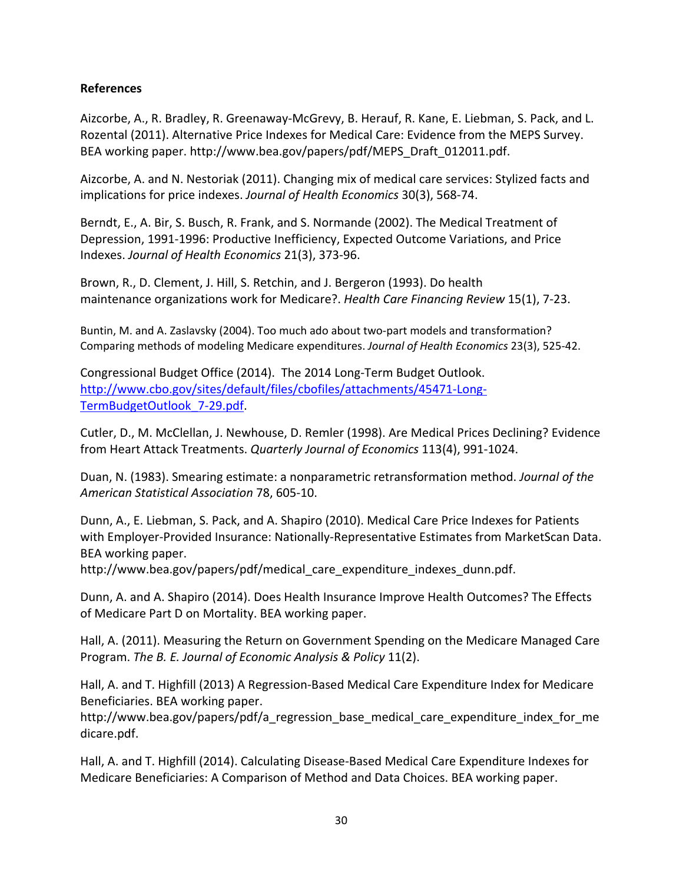**References**

Aizcorbe, A., R. Bradley, R. Greenaway-McGrevy, B. Herauf, R. Kane, E. Liebman, S. Pack, and L. Rozental (2011). Alternative Price Indexes for Medical Care: Evidence from the MEPS Survey. BEA working paper. http://www.bea.gov/papers/pdf/MEPS_Draft_012011.pdf.

Aizcorbe, A. and N. Nestoriak (2011). Changing mix of medical care services: Stylized facts and implications for price indexes. *Journal of Health Economics* 30(3), 568-74.

Berndt, E., A. Bir, S. Busch, R. Frank, and S. Normande (2002). The Medical Treatment of Depression, 1991-1996: Productive Inefficiency, Expected Outcome Variations, and Price Indexes. *Journal of Health Economics* 21(3), 373-96.

Brown, R., D. Clement, J. Hill, S. Retchin, and J. Bergeron (1993). Do health maintenance organizations work for Medicare?. *Health Care Financing Review* 15(1), 7-23.

Buntin, M. and A. Zaslavsky (2004). Too much ado about two-part models and transformation? Comparing methods of modeling Medicare expenditures. *Journal of Health Economics* 23(3), 525-42.

Congressional Budget Office (2014). The 2014 Long-Term Budget Outlook. [http://www.cbo.gov/sites/default/files/cbofiles/attachments/45471-Long-TermBudgetOutlook_7-29.pdf](http://www.cbo.gov/sites/default/files/cbofiles/attachments/45471-Long-TermBudgetOutlook_7-29.pdf).

Cutler, D., M. McClellan, J. Newhouse, D. Remler (1998). Are Medical Prices Declining? Evidence from Heart Attack Treatments. *Quarterly Journal of Economics* 113(4), 991-1024.

Duan, N. (1983). Smearing estimate: a nonparametric retransformation method. *Journal of the American Statistical Association* 78, 605-10.

Dunn, A., E. Liebman, S. Pack, and A. Shapiro (2010). Medical Care Price Indexes for Patients with Employer-Provided Insurance: Nationally-Representative Estimates from MarketScan Data. BEA working paper. http://www.bea.gov/papers/pdf/medical_care_expenditure_indexes_dunn.pdf.

Dunn, A. and A. Shapiro (2014). Does Health Insurance Improve Health Outcomes? The Effects of Medicare Part D on Mortality. BEA working paper.

Hall, A. (2011). Measuring the Return on Government Spending on the Medicare Managed Care Program. *The B. E. Journal of Economic Analysis & Policy* 11(2).

Hall, A. and T. Highfill (2013) A Regression-Based Medical Care Expenditure Index for Medicare Beneficiaries. BEA working paper. http://www.bea.gov/papers/pdf/a_regression_base_medical_care_expenditure_index_for_medicare.pdf.

Hall, A. and T. Highfill (2014). Calculating Disease-Based Medical Care Expenditure Indexes for Medicare Beneficiaries: A Comparison of Method and Data Choices. BEA working paper.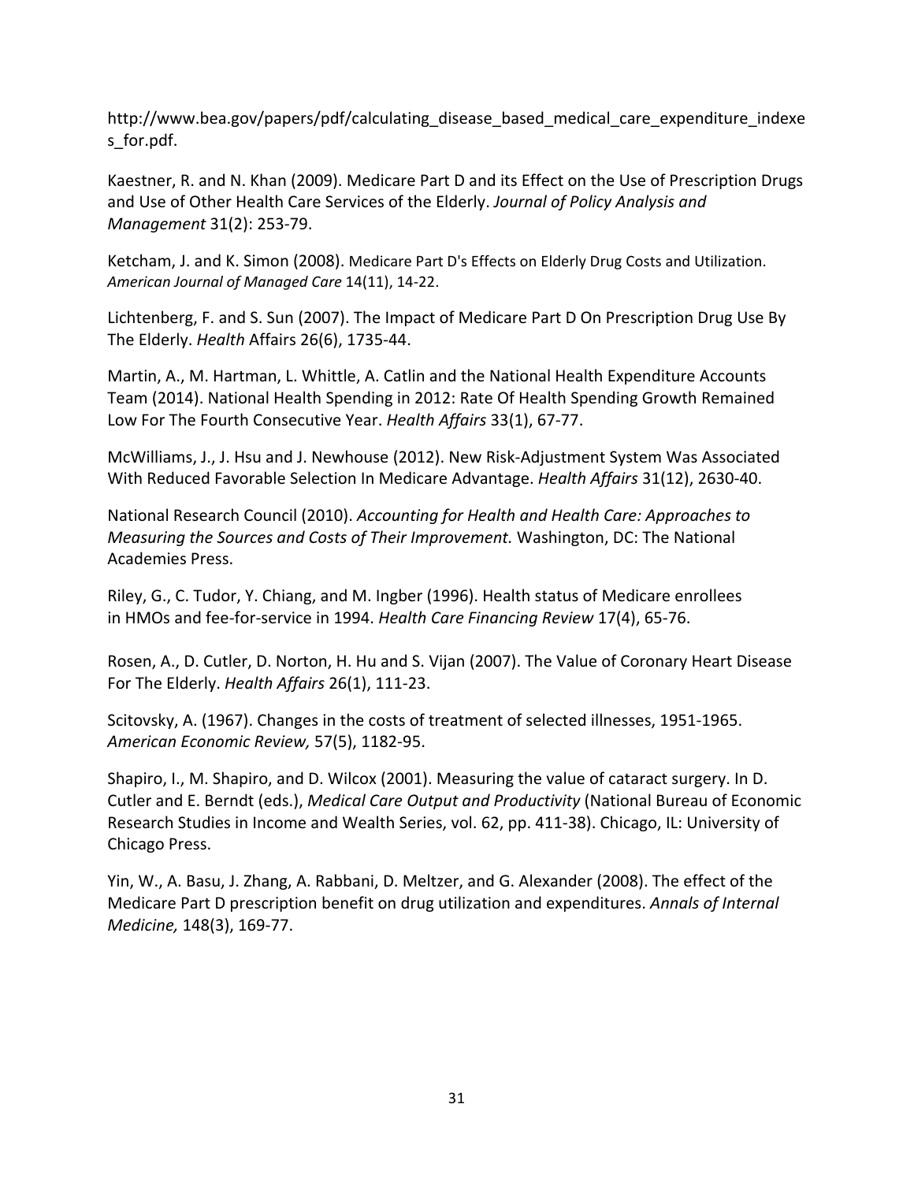http://www.bea.gov/papers/pdf/calculating_disease_based_medical_care_expenditure_indexes_for.pdf.

Kaestner, R. and N. Khan (2009). Medicare Part D and its Effect on the Use of Prescription Drugs and Use of Other Health Care Services of the Elderly. *Journal of Policy Analysis and Management* 31(2): 253-79.

Ketcham, J. and K. Simon (2008). Medicare Part D's Effects on Elderly Drug Costs and Utilization. *American Journal of Managed Care* 14(11), 14-22.

Lichtenberg, F. and S. Sun (2007). The Impact of Medicare Part D On Prescription Drug Use By The Elderly. *Health* Affairs 26(6), 1735-44.

Martin, A., M. Hartman, L. Whittle, A. Catlin and the National Health Expenditure Accounts Team (2014). National Health Spending in 2012: Rate Of Health Spending Growth Remained Low For The Fourth Consecutive Year. *Health Affairs* 33(1), 67-77.

McWilliams, J., J. Hsu and J. Newhouse (2012). New Risk-Adjustment System Was Associated With Reduced Favorable Selection In Medicare Advantage. *Health Affairs* 31(12), 2630-40.

National Research Council (2010). *Accounting for Health and Health Care: Approaches to Measuring the Sources and Costs of Their Improvement.* Washington, DC: The National Academies Press.

Riley, G., C. Tudor, Y. Chiang, and M. Ingber (1996). Health status of Medicare enrollees in HMOs and fee-for-service in 1994. *Health Care Financing Review* 17(4), 65-76.

Rosen, A., D. Cutler, D. Norton, H. Hu and S. Vijan (2007). The Value of Coronary Heart Disease For The Elderly. *Health Affairs* 26(1), 111-23.

Scitovsky, A. (1967). Changes in the costs of treatment of selected illnesses, 1951-1965. *American Economic Review,* 57(5), 1182-95.

Shapiro, I., M. Shapiro, and D. Wilcox (2001). Measuring the value of cataract surgery. In D. Cutler and E. Berndt (eds.), *Medical Care Output and Productivity* (National Bureau of Economic Research Studies in Income and Wealth Series, vol. 62, pp. 411-38). Chicago, IL: University of Chicago Press.

Yin, W., A. Basu, J. Zhang, A. Rabbani, D. Meltzer, and G. Alexander (2008). The effect of the Medicare Part D prescription benefit on drug utilization and expenditures. *Annals of Internal Medicine,* 148(3), 169-77.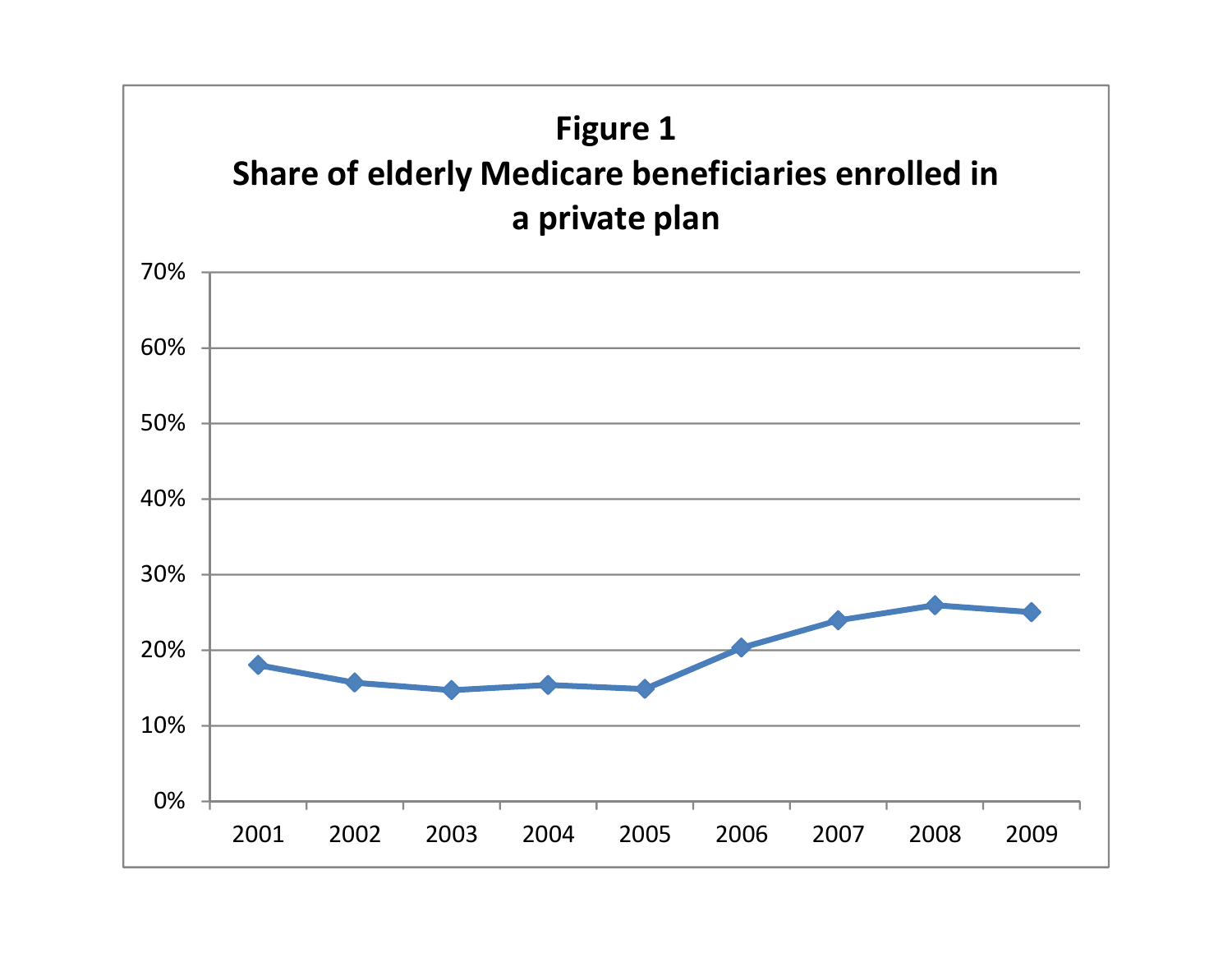**Figure 1**
**Share of elderly Medicare beneficiaries enrolled in a private plan**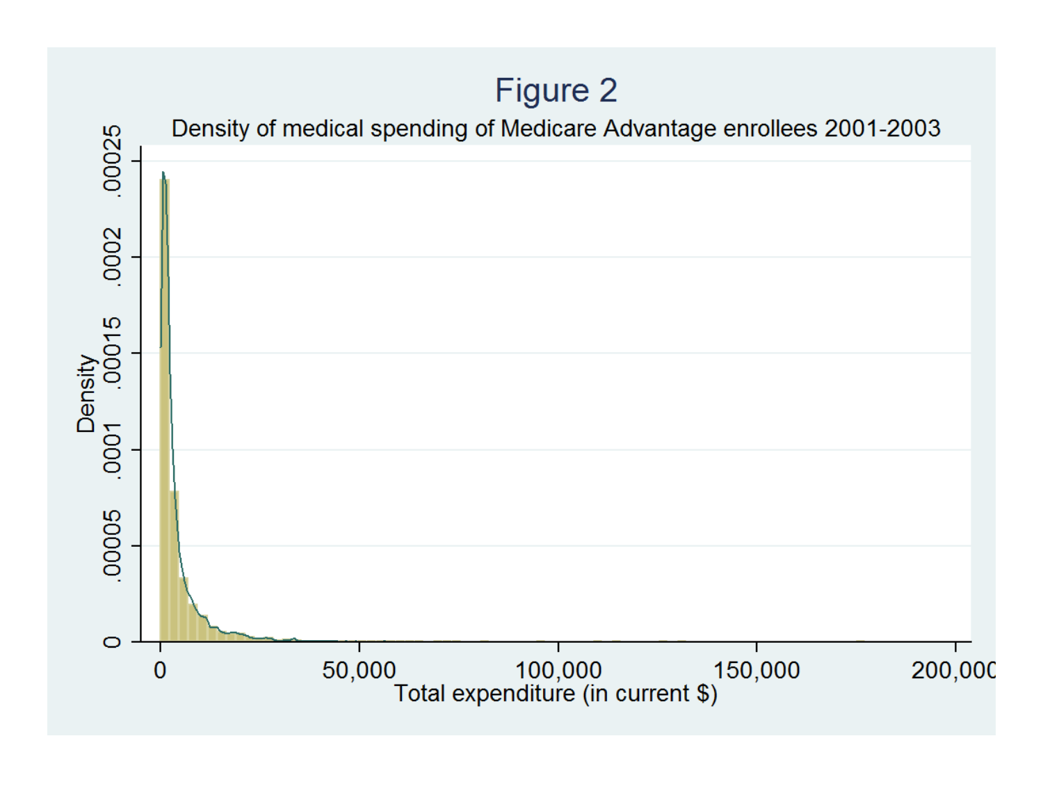# Figure 2

Density of medical spending of Medicare Advantage enrollees 2001-2003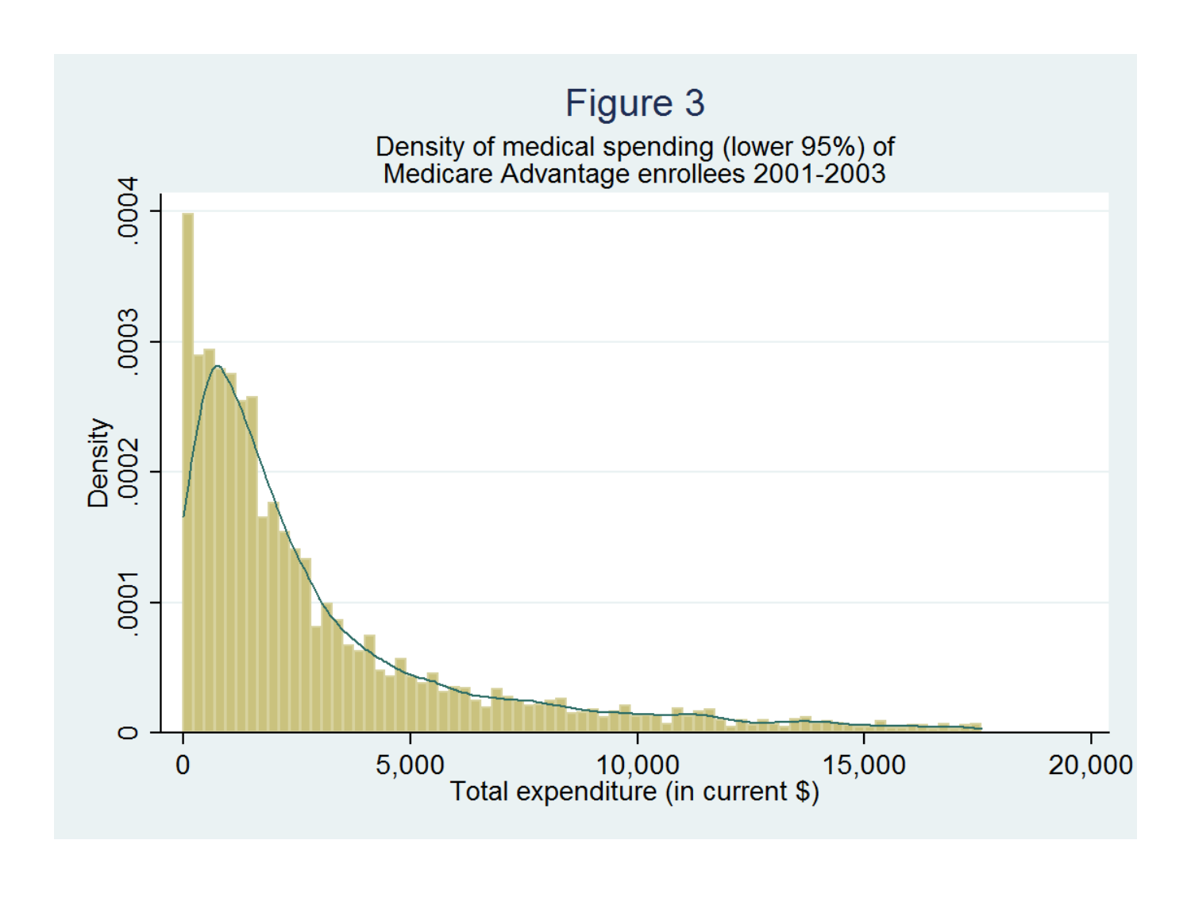Figure 3

Density of medical spending (lower 95%) of Medicare Advantage enrollees 2001-2003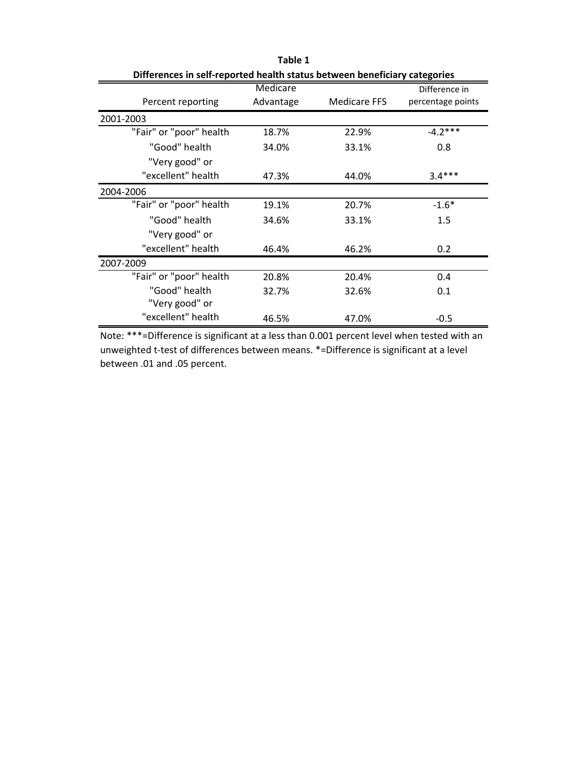**Table 1**

**Differences in self-reported health status between beneficiary categories**

| Percent reporting | Medicare Advantage | Medicare FFS | Difference in percentage points |
|---|---|---|---|
| 2001-2003 | | | |
| "Fair" or "poor" health | 18.7% | 22.9% | -4.2*** |
| "Good" health | 34.0% | 33.1% | 0.8 |
| "Very good" or "excellent" health | 47.3% | 44.0% | 3.4*** |
| 2004-2006 | | | |
| "Fair" or "poor" health | 19.1% | 20.7% | -1.6* |
| "Good" health | 34.6% | 33.1% | 1.5 |
| "Very good" or "excellent" health | 46.4% | 46.2% | 0.2 |
| 2007-2009 | | | |
| "Fair" or "poor" health | 20.8% | 20.4% | 0.4 |
| "Good" health | 32.7% | 32.6% | 0.1 |
| "Very good" or "excellent" health | 46.5% | 47.0% | -0.5 |

Note: ***=Difference is significant at a less than 0.001 percent level when tested with an unweighted t-test of differences between means. *=Difference is significant at a level between .01 and .05 percent.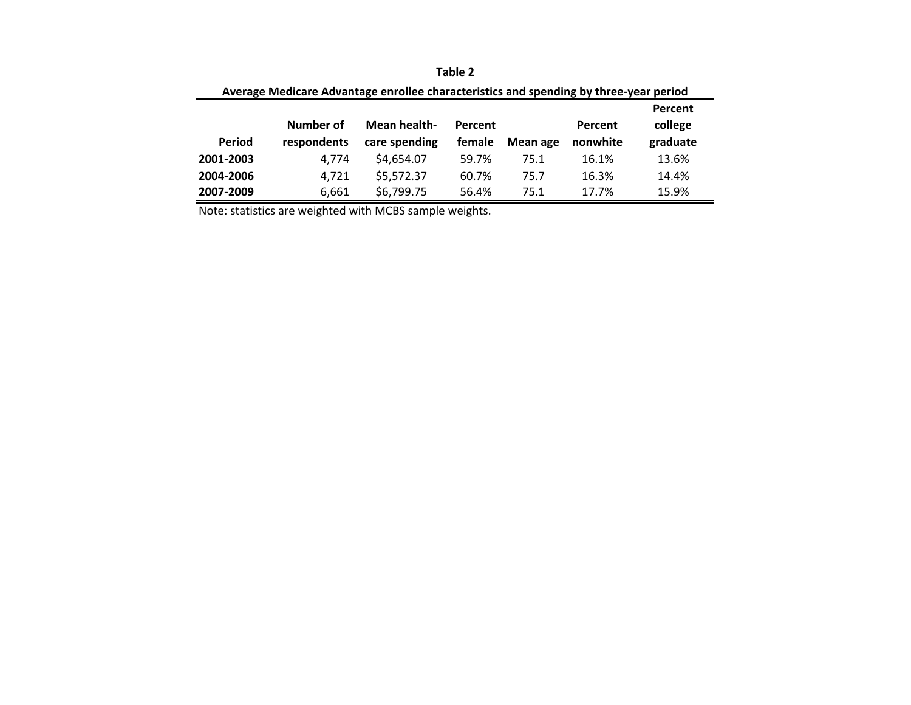**Table 2**

**Average Medicare Advantage enrollee characteristics and spending by three-year period**

| Period | Number of respondents | Mean health-care spending | Percent female | Mean age | Percent nonwhite | Percent college graduate |
|---|---|---|---|---|---|---|
| **2001-2003** | 4,774 | $4,654.07 | 59.7% | 75.1 | 16.1% | 13.6% |
| **2004-2006** | 4,721 | $5,572.37 | 60.7% | 75.7 | 16.3% | 14.4% |
| **2007-2009** | 6,661 | $6,799.75 | 56.4% | 75.1 | 17.7% | 15.9% |

Note: statistics are weighted with MCBS sample weights.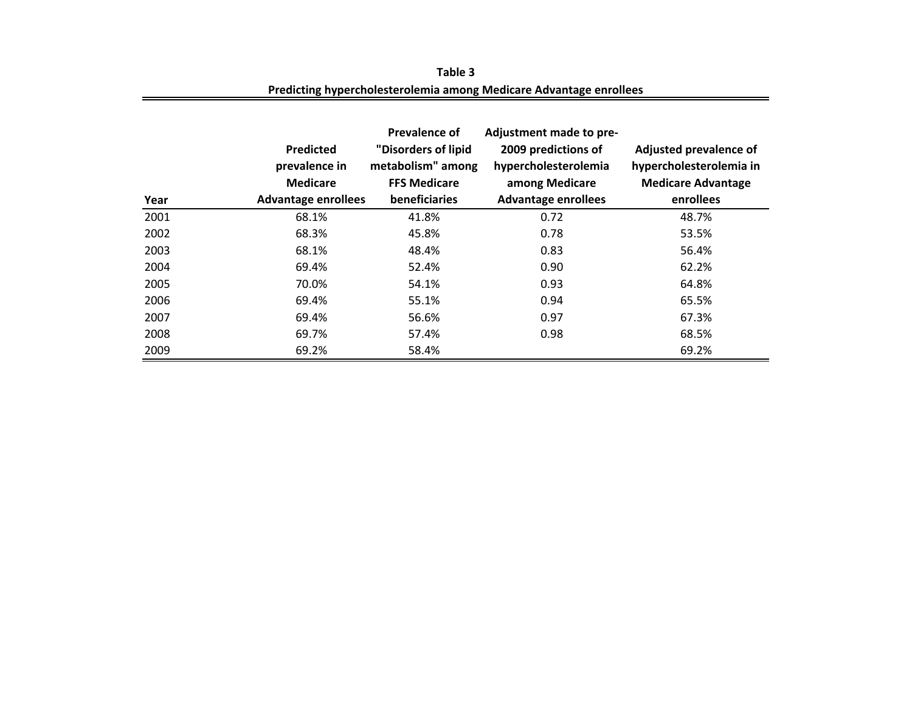**Table 3**

**Predicting hypercholesterolemia among Medicare Advantage enrollees**

| Year | Predicted prevalence in Medicare Advantage enrollees | Prevalence of "Disorders of lipid metabolism" among FFS Medicare beneficiaries | Adjustment made to pre-2009 predictions of hypercholesterolemia among Medicare Advantage enrollees | Adjusted prevalence of hypercholesterolemia in Medicare Advantage enrollees |
|---|---|---|---|---|
| 2001 | 68.1% | 41.8% | 0.72 | 48.7% |
| 2002 | 68.3% | 45.8% | 0.78 | 53.5% |
| 2003 | 68.1% | 48.4% | 0.83 | 56.4% |
| 2004 | 69.4% | 52.4% | 0.90 | 62.2% |
| 2005 | 70.0% | 54.1% | 0.93 | 64.8% |
| 2006 | 69.4% | 55.1% | 0.94 | 65.5% |
| 2007 | 69.4% | 56.6% | 0.97 | 67.3% |
| 2008 | 69.7% | 57.4% | 0.98 | 68.5% |
| 2009 | 69.2% | 58.4% | | 69.2% |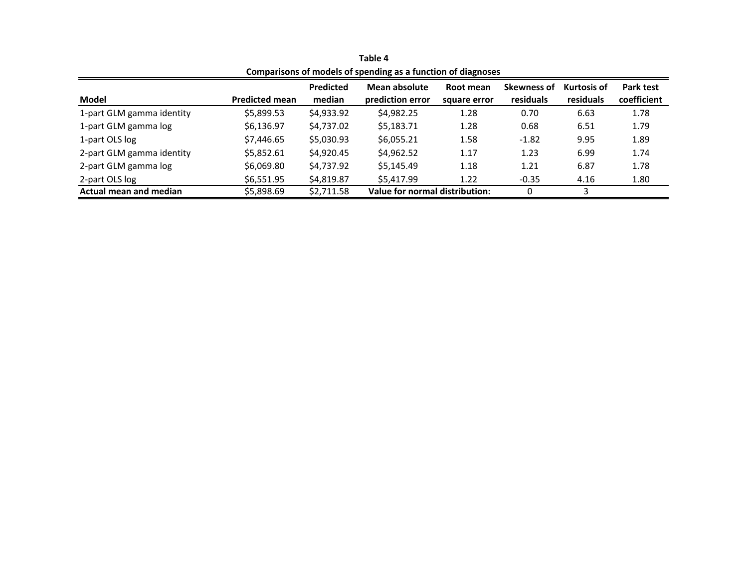**Table 4**

**Comparisons of models of spending as a function of diagnoses**

| Model | Predicted mean | Predicted median | Mean absolute prediction error | Root mean square error | Skewness of residuals | Kurtosis of residuals | Park test coefficient |
|---|---|---|---|---|---|---|---|
| 1-part GLM gamma identity | $5,899.53 | $4,933.92 | $4,982.25 | 1.28 | 0.70 | 6.63 | 1.78 |
| 1-part GLM gamma log | $6,136.97 | $4,737.02 | $5,183.71 | 1.28 | 0.68 | 6.51 | 1.79 |
| 1-part OLS log | $7,446.65 | $5,030.93 | $6,055.21 | 1.58 | -1.82 | 9.95 | 1.89 |
| 2-part GLM gamma identity | $5,852.61 | $4,920.45 | $4,962.52 | 1.17 | 1.23 | 6.99 | 1.74 |
| 2-part GLM gamma log | $6,069.80 | $4,737.92 | $5,145.49 | 1.18 | 1.21 | 6.87 | 1.78 |
| 2-part OLS log | $6,551.95 | $4,819.87 | $5,417.99 | 1.22 | -0.35 | 4.16 | 1.80 |
| **Actual mean and median** | $5,898.69 | $2,711.58 | **Value for normal distribution:** | | 0 | 3 | |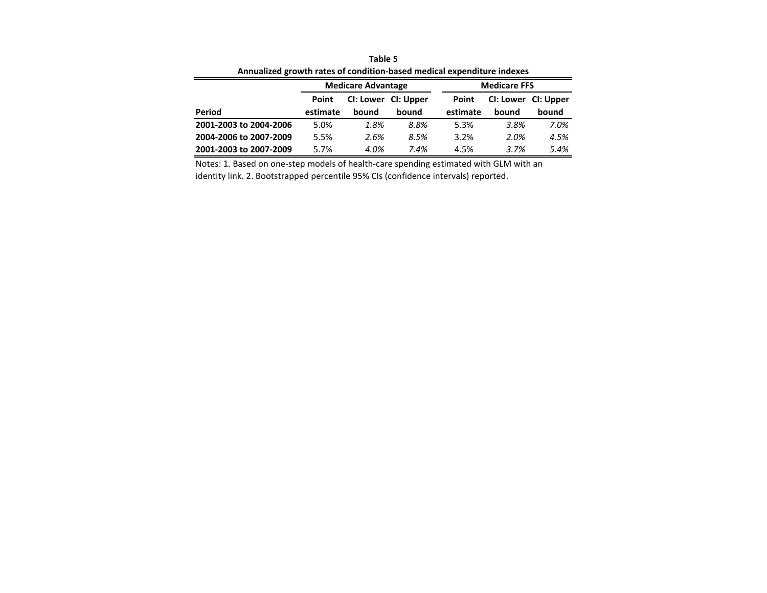**Table 5**

**Annualized growth rates of condition-based medical expenditure indexes**

| | **Medicare Advantage** | | | **Medicare FFS** | | |
|---|---|---|---|---|---|---|
| **Period** | **Point estimate** | **CI: Lower bound** | **CI: Upper bound** | **Point estimate** | **CI: Lower bound** | **CI: Upper bound** |
| **2001-2003 to 2004-2006** | 5.0% | *1.8%* | *8.8%* | 5.3% | *3.8%* | *7.0%* |
| **2004-2006 to 2007-2009** | 5.5% | *2.6%* | *8.5%* | 3.2% | *2.0%* | *4.5%* |
| **2001-2003 to 2007-2009** | 5.7% | *4.0%* | *7.4%* | 4.5% | *3.7%* | *5.4%* |

Notes: 1. Based on one-step models of health-care spending estimated with GLM with an identity link. 2. Bootstrapped percentile 95% CIs (confidence intervals) reported.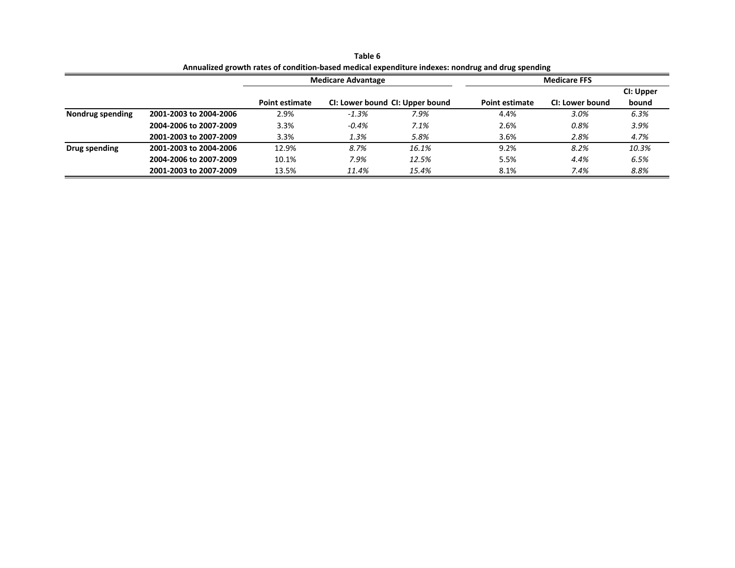**Table 6**

**Annualized growth rates of condition-based medical expenditure indexes: nondrug and drug spending**

| | | Medicare Advantage | | | Medicare FFS | | |
|---|---|---|---|---|---|---|---|
| | | **Point estimate** | **CI: Lower bound** | **CI: Upper bound** | **Point estimate** | **CI: Lower bound** | **CI: Upper bound** |
| **Nondrug spending** | **2001-2003 to 2004-2006** | 2.9% | *-1.3%* | *7.9%* | 4.4% | *3.0%* | *6.3%* |
| | **2004-2006 to 2007-2009** | 3.3% | *-0.4%* | *7.1%* | 2.6% | *0.8%* | *3.9%* |
| | **2001-2003 to 2007-2009** | 3.3% | *1.3%* | *5.8%* | 3.6% | *2.8%* | *4.7%* |
| **Drug spending** | **2001-2003 to 2004-2006** | 12.9% | *8.7%* | *16.1%* | 9.2% | *8.2%* | *10.3%* |
| | **2004-2006 to 2007-2009** | 10.1% | *7.9%* | *12.5%* | 5.5% | *4.4%* | *6.5%* |
| | **2001-2003 to 2007-2009** | 13.5% | *11.4%* | *15.4%* | 8.1% | *7.4%* | *8.8%* |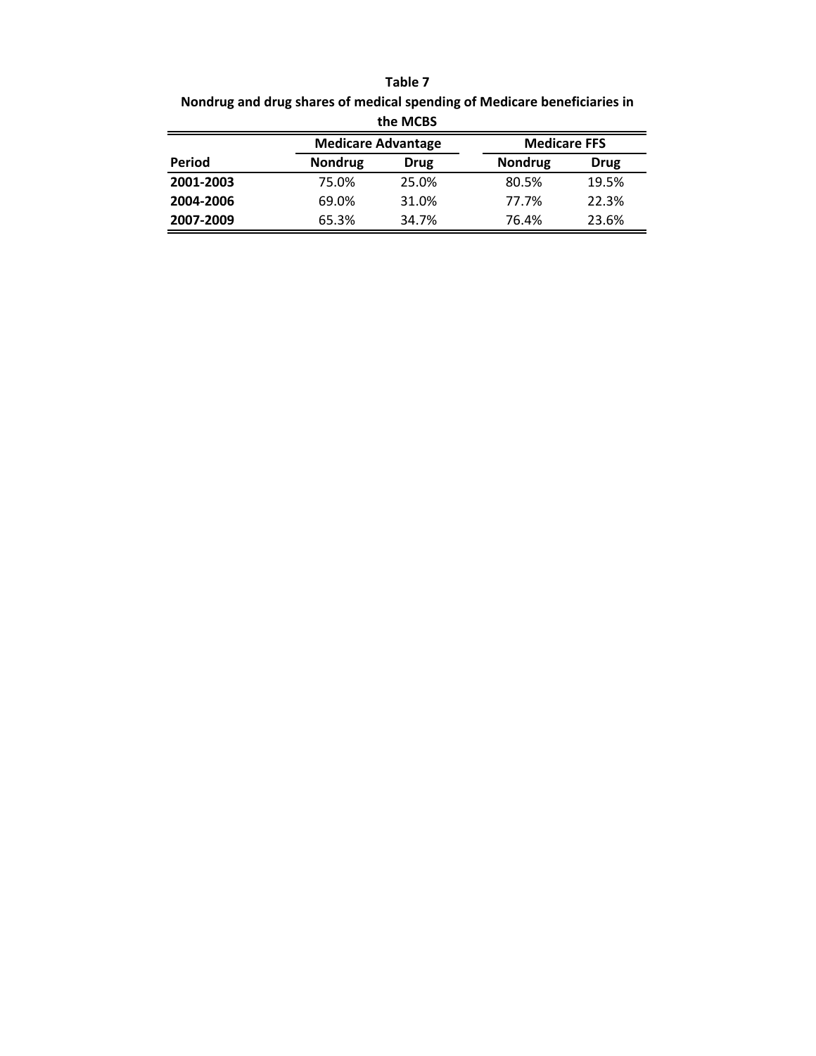**Table 7**

**Nondrug and drug shares of medical spending of Medicare beneficiaries in the MCBS**

| | Medicare Advantage | | Medicare FFS | |
|---|---|---|---|---|
| **Period** | **Nondrug** | **Drug** | **Nondrug** | **Drug** |
| **2001-2003** | 75.0% | 25.0% | 80.5% | 19.5% |
| **2004-2006** | 69.0% | 31.0% | 77.7% | 22.3% |
| **2007-2009** | 65.3% | 34.7% | 76.4% | 23.6% |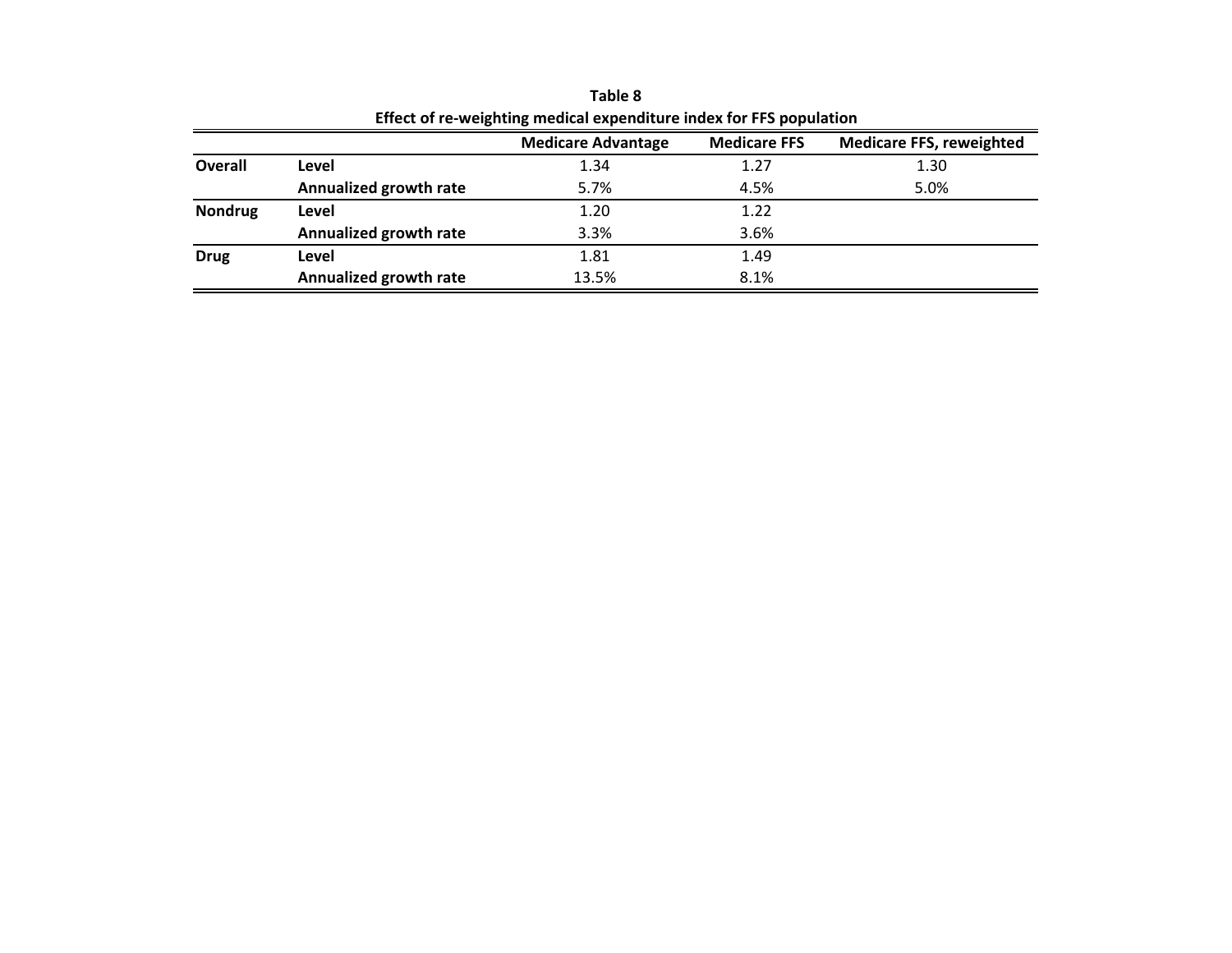**Table 8**

**Effect of re-weighting medical expenditure index for FFS population**

| | | Medicare Advantage | Medicare FFS | Medicare FFS, reweighted |
|---|---|---|---|---|
| **Overall** | **Level** | 1.34 | 1.27 | 1.30 |
| | **Annualized growth rate** | 5.7% | 4.5% | 5.0% |
| **Nondrug** | **Level** | 1.20 | 1.22 | |
| | **Annualized growth rate** | 3.3% | 3.6% | |
| **Drug** | **Level** | 1.81 | 1.49 | |
| | **Annualized growth rate** | 13.5% | 8.1% | |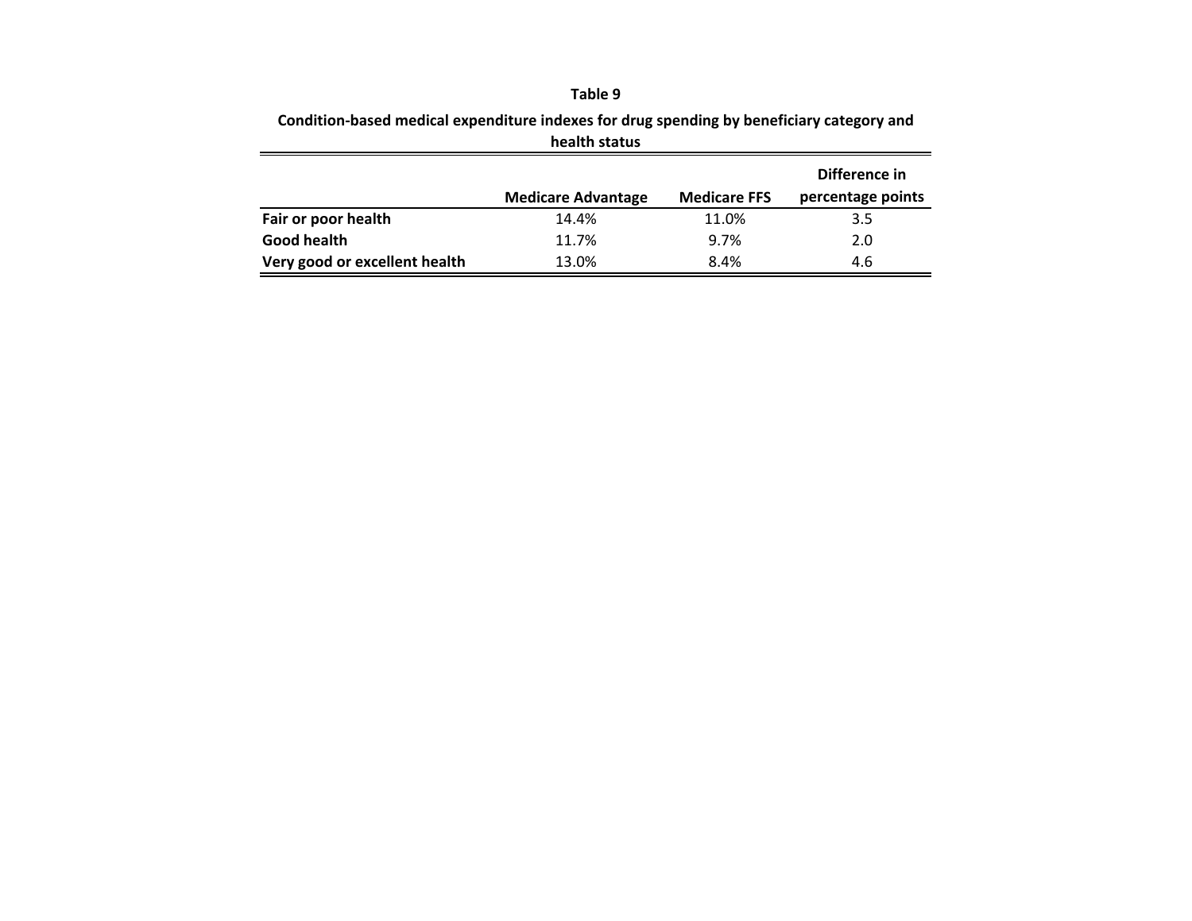**Table 9**

**Condition-based medical expenditure indexes for drug spending by beneficiary category and health status**

| | Medicare Advantage | Medicare FFS | Difference in percentage points |
|---|---|---|---|
| **Fair or poor health** | 14.4% | 11.0% | 3.5 |
| **Good health** | 11.7% | 9.7% | 2.0 |
| **Very good or excellent health** | 13.0% | 8.4% | 4.6 |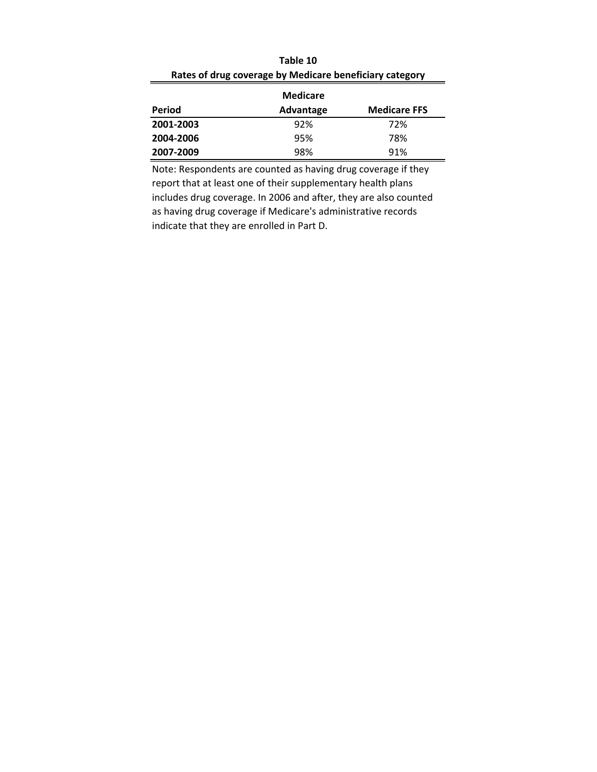**Table 10**

**Rates of drug coverage by Medicare beneficiary category**

| **Period** | **Medicare Advantage** | **Medicare FFS** |
|---|---|---|
| **2001-2003** | 92% | 72% |
| **2004-2006** | 95% | 78% |
| **2007-2009** | 98% | 91% |

Note: Respondents are counted as having drug coverage if they report that at least one of their supplementary health plans includes drug coverage. In 2006 and after, they are also counted as having drug coverage if Medicare's administrative records indicate that they are enrolled in Part D.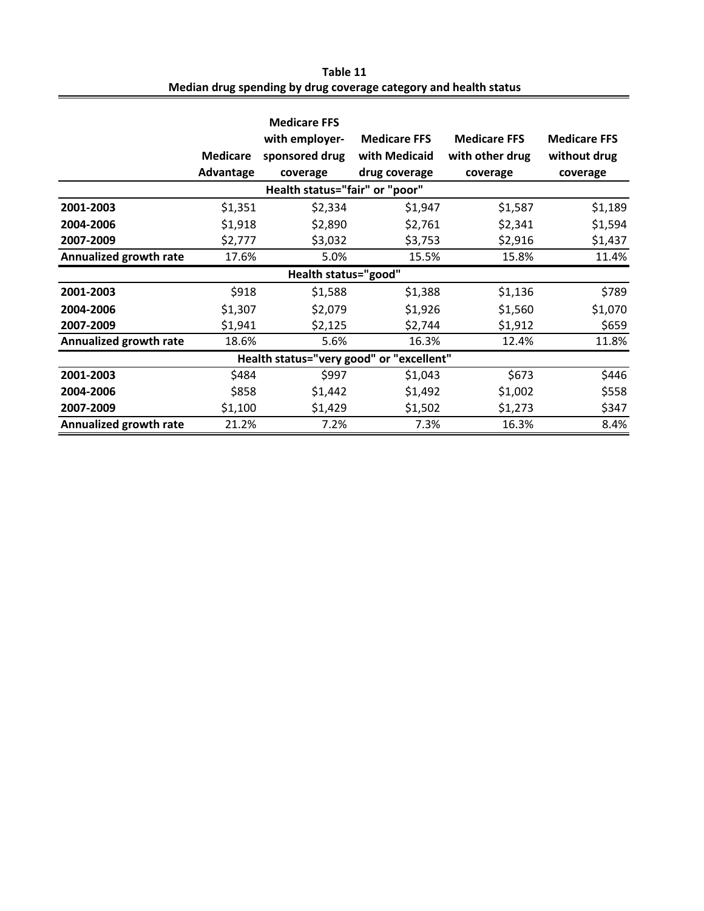**Table 11**
**Median drug spending by drug coverage category and health status**

| | Medicare Advantage | Medicare FFS with employer-sponsored drug coverage | Medicare FFS with Medicaid drug coverage | Medicare FFS with other drug coverage | Medicare FFS without drug coverage |
|---|---|---|---|---|---|
| **Health status="fair" or "poor"** | | | | | |
| **2001-2003** | $1,351 | $2,334 | $1,947 | $1,587 | $1,189 |
| **2004-2006** | $1,918 | $2,890 | $2,761 | $2,341 | $1,594 |
| **2007-2009** | $2,777 | $3,032 | $3,753 | $2,916 | $1,437 |
| **Annualized growth rate** | 17.6% | 5.0% | 15.5% | 15.8% | 11.4% |
| **Health status="good"** | | | | | |
| **2001-2003** | $918 | $1,588 | $1,388 | $1,136 | $789 |
| **2004-2006** | $1,307 | $2,079 | $1,926 | $1,560 | $1,070 |
| **2007-2009** | $1,941 | $2,125 | $2,744 | $1,912 | $659 |
| **Annualized growth rate** | 18.6% | 5.6% | 16.3% | 12.4% | 11.8% |
| **Health status="very good" or "excellent"** | | | | | |
| **2001-2003** | $484 | $997 | $1,043 | $673 | $446 |
| **2004-2006** | $858 | $1,442 | $1,492 | $1,002 | $558 |
| **2007-2009** | $1,100 | $1,429 | $1,502 | $1,273 | $347 |
| **Annualized growth rate** | 21.2% | 7.2% | 7.3% | 16.3% | 8.4% |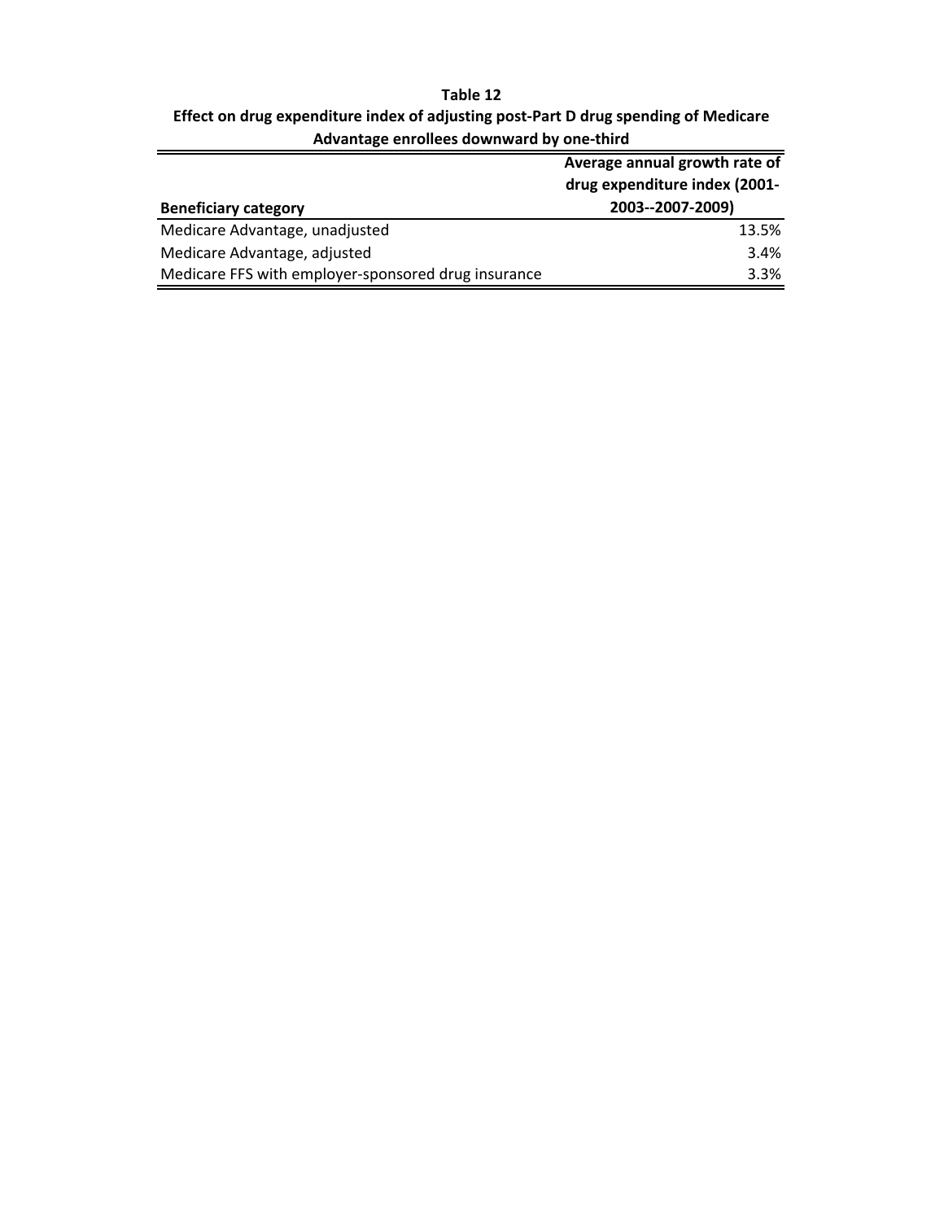**Table 12**

**Effect on drug expenditure index of adjusting post-Part D drug spending of Medicare Advantage enrollees downward by one-third**

| Beneficiary category | Average annual growth rate of drug expenditure index (2001-2003--2007-2009) |
|---|---|
| Medicare Advantage, unadjusted | 13.5% |
| Medicare Advantage, adjusted | 3.4% |
| Medicare FFS with employer-sponsored drug insurance | 3.3% |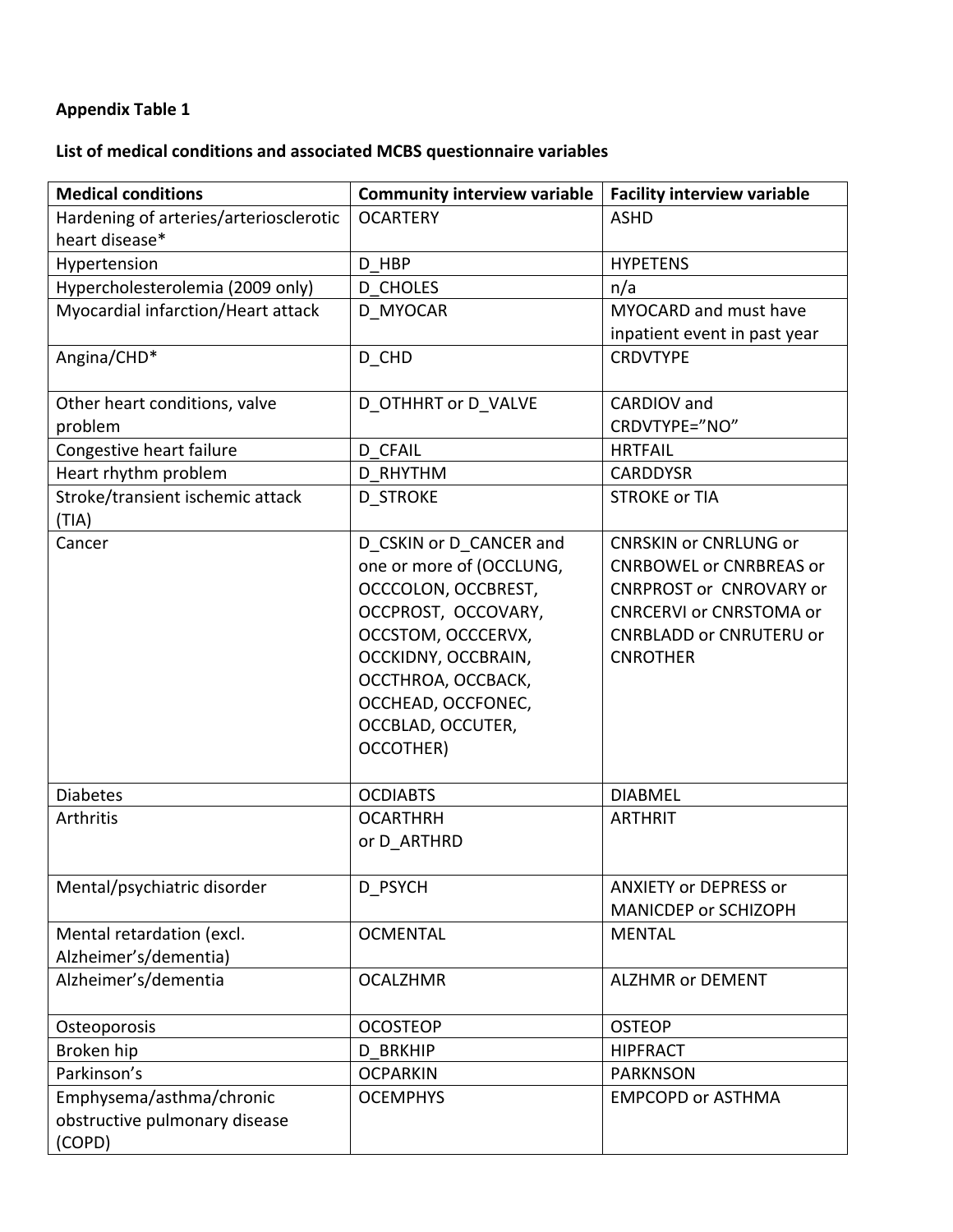**Appendix Table 1**

**List of medical conditions and associated MCBS questionnaire variables**

| Medical conditions | Community interview variable | Facility interview variable |
|---|---|---|
| Hardening of arteries/arteriosclerotic heart disease* | OCARTERY | ASHD |
| Hypertension | D_HBP | HYPETENS |
| Hypercholesterolemia (2009 only) | D_CHOLES | n/a |
| Myocardial infarction/Heart attack | D_MYOCAR | MYOCARD and must have inpatient event in past year |
| Angina/CHD* | D_CHD | CRDVTYPE |
| Other heart conditions, valve problem | D_OTHHRT or D_VALVE | CARDIOV and CRDVTYPE="NO" |
| Congestive heart failure | D_CFAIL | HRTFAIL |
| Heart rhythm problem | D_RHYTHM | CARDDYSR |
| Stroke/transient ischemic attack (TIA) | D_STROKE | STROKE or TIA |
| Cancer | D_CSKIN or D_CANCER and one or more of (OCCLUNG, OCCCOLON, OCCBREST, OCCPROST, OCCOVARY, OCCSTOM, OCCCERVX, OCCKIDNY, OCCBRAIN, OCCTHROA, OCCBACK, OCCHEAD, OCCFONEC, OCCBLAD, OCCUTER, OCCOTHER) | CNRSKIN or CNRLUNG or CNRBOWEL or CNRBREAS or CNRPROST or CNROVARY or CNRCERVI or CNRSTOMA or CNRBLADD or CNRUTERU or CNROTHER |
| Diabetes | OCDIABTS | DIABMEL |
| Arthritis | OCARTHRH or D_ARTHRD | ARTHRIT |
| Mental/psychiatric disorder | D_PSYCH | ANXIETY or DEPRESS or MANICDEP or SCHIZOPH |
| Mental retardation (excl. Alzheimer's/dementia) | OCMENTAL | MENTAL |
| Alzheimer's/dementia | OCALZHMR | ALZHMR or DEMENT |
| Osteoporosis | OCOSTEOP | OSTEOP |
| Broken hip | D_BRKHIP | HIPFRACT |
| Parkinson's | OCPARKIN | PARKNSON |
| Emphysema/asthma/chronic obstructive pulmonary disease (COPD) | OCEMPHYS | EMPCOPD or ASTHMA |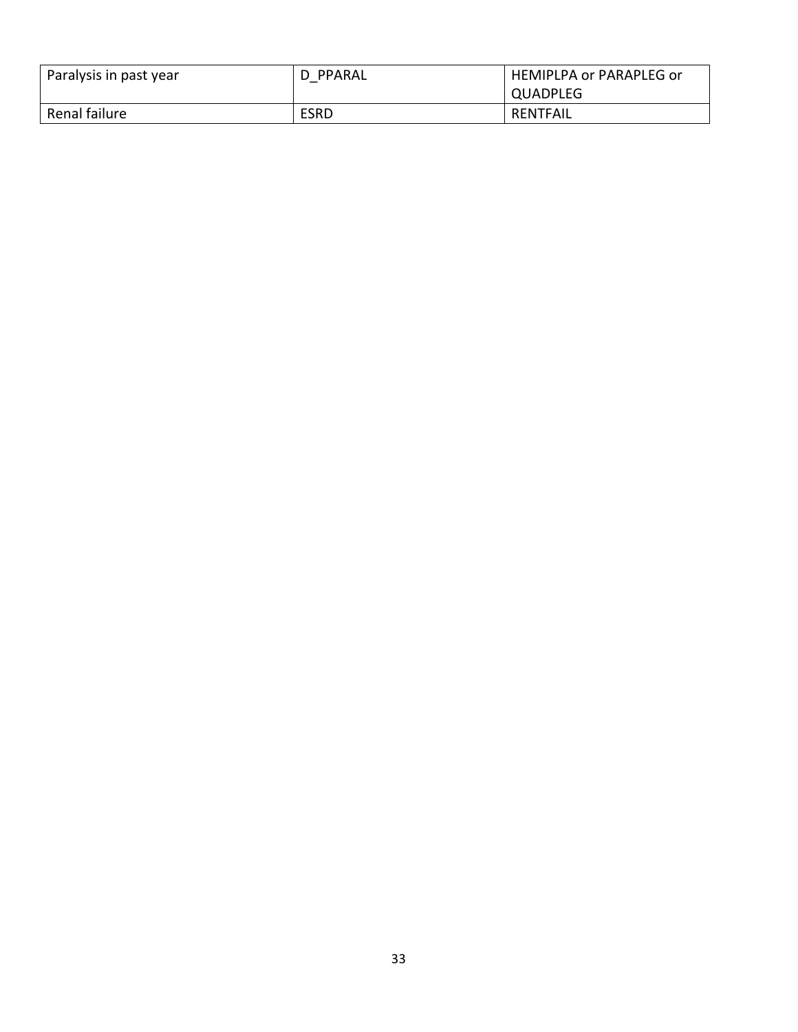| | | |
|---|---|---|
| Paralysis in past year | D_PPARAL | HEMIPLPA or PARAPLEG or QUADPLEG |
| Renal failure | ESRD | RENTFAIL |